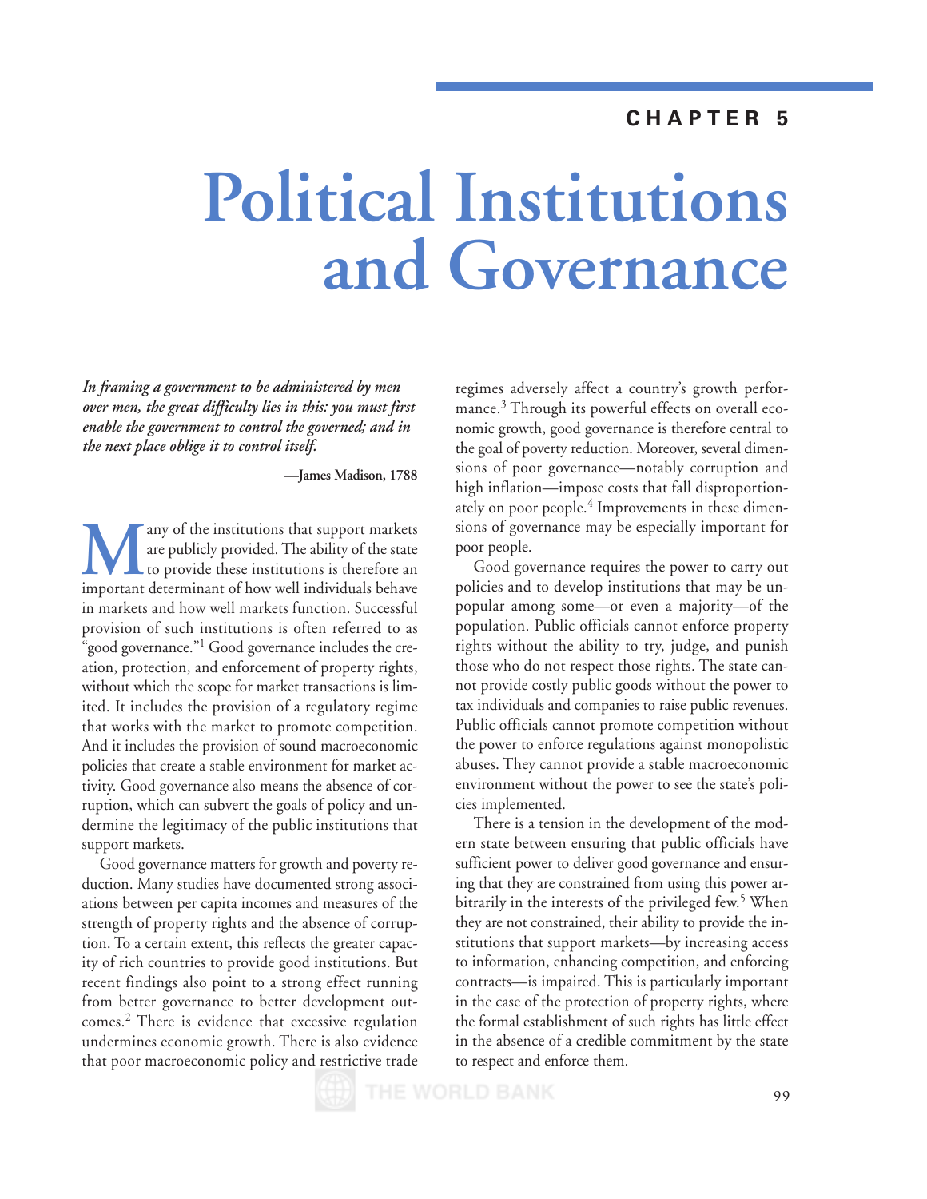CHAPTER 5

# Political Institutions and Governance

*In framing a government to be administered by men over men, the great difficulty lies in this: you must first enable the government to control the governed; and in the next place oblige it to control itself.*

**—James Madison, 1788**

Many of the institutions that support markets are publicly provided. The ability of the state to provide these institutions is therefore an important determinant of how well individuals behave in markets and how well markets function. Successful provision of such institutions is often referred to as "good governance."[1] Good governance includes the creation, protection, and enforcement of property rights, without which the scope for market transactions is limited. It includes the provision of a regulatory regime that works with the market to promote competition. And it includes the provision of sound macroeconomic policies that create a stable environment for market activity. Good governance also means the absence of corruption, which can subvert the goals of policy and undermine the legitimacy of the public institutions that support markets.

Good governance matters for growth and poverty reduction. Many studies have documented strong associations between per capita incomes and measures of the strength of property rights and the absence of corruption. To a certain extent, this reflects the greater capacity of rich countries to provide good institutions. But recent findings also point to a strong effect running from better governance to better development outcomes.[2] There is evidence that excessive regulation undermines economic growth. There is also evidence that poor macroeconomic policy and restrictive trade regimes adversely affect a country's growth performance.[3] Through its powerful effects on overall economic growth, good governance is therefore central to the goal of poverty reduction. Moreover, several dimensions of poor governance—notably corruption and high inflation—impose costs that fall disproportionately on poor people.[4] Improvements in these dimensions of governance may be especially important for poor people.

Good governance requires the power to carry out policies and to develop institutions that may be unpopular among some—or even a majority—of the population. Public officials cannot enforce property rights without the ability to try, judge, and punish those who do not respect those rights. The state cannot provide costly public goods without the power to tax individuals and companies to raise public revenues. Public officials cannot promote competition without the power to enforce regulations against monopolistic abuses. They cannot provide a stable macroeconomic environment without the power to see the state's policies implemented.

There is a tension in the development of the modern state between ensuring that public officials have sufficient power to deliver good governance and ensuring that they are constrained from using this power arbitrarily in the interests of the privileged few.[5] When they are not constrained, their ability to provide the institutions that support markets—by increasing access to information, enhancing competition, and enforcing contracts—is impaired. This is particularly important in the case of the protection of property rights, where the formal establishment of such rights has little effect in the absence of a credible commitment by the state to respect and enforce them.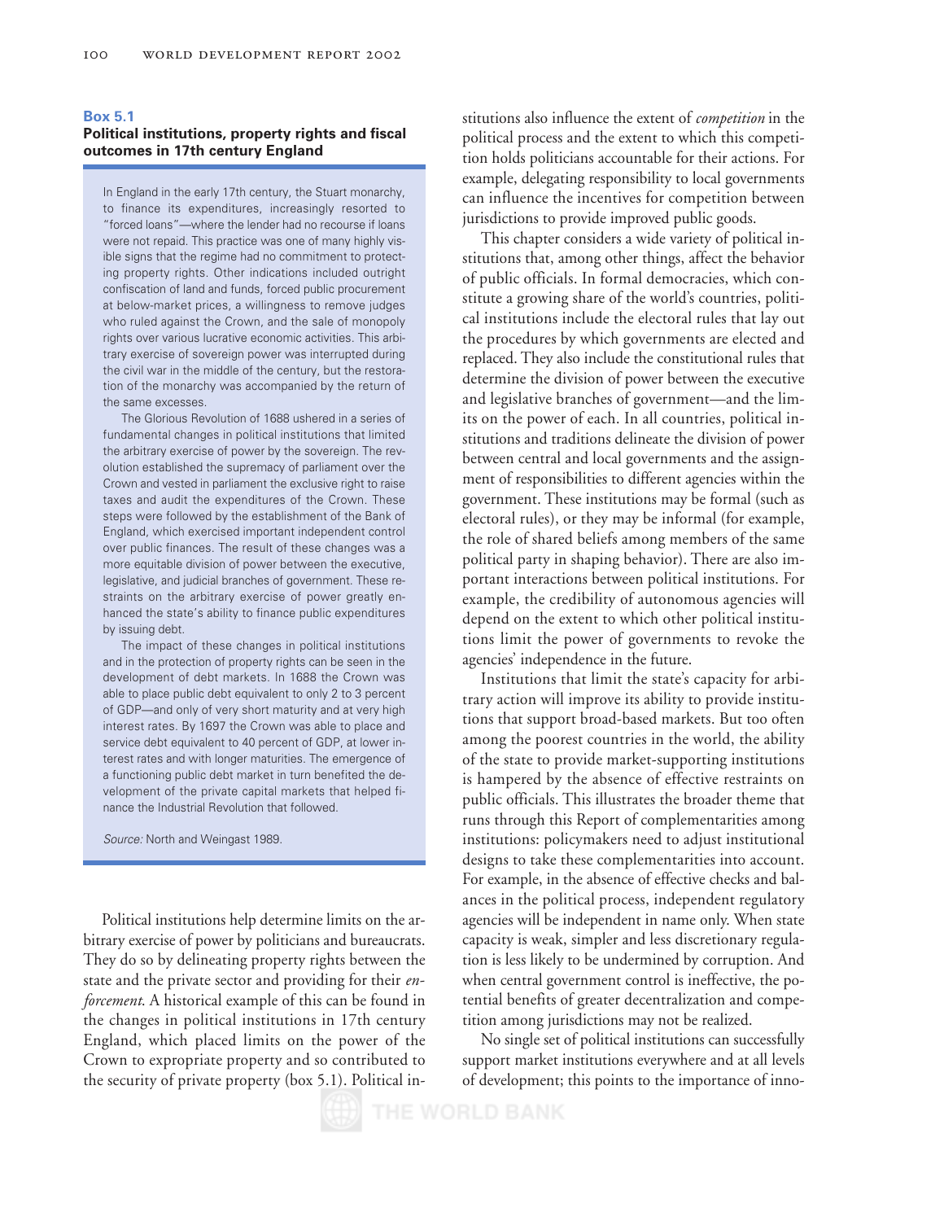**Box 5.1**
**Political institutions, property rights and fiscal outcomes in 17th century England**

In England in the early 17th century, the Stuart monarchy, to finance its expenditures, increasingly resorted to "forced loans"—where the lender had no recourse if loans were not repaid. This practice was one of many highly visible signs that the regime had no commitment to protecting property rights. Other indications included outright confiscation of land and funds, forced public procurement at below-market prices, a willingness to remove judges who ruled against the Crown, and the sale of monopoly rights over various lucrative economic activities. This arbitrary exercise of sovereign power was interrupted during the civil war in the middle of the century, but the restoration of the monarchy was accompanied by the return of the same excesses.

The Glorious Revolution of 1688 ushered in a series of fundamental changes in political institutions that limited the arbitrary exercise of power by the sovereign. The revolution established the supremacy of parliament over the Crown and vested in parliament the exclusive right to raise taxes and audit the expenditures of the Crown. These steps were followed by the establishment of the Bank of England, which exercised important independent control over public finances. The result of these changes was a more equitable division of power between the executive, legislative, and judicial branches of government. These restraints on the arbitrary exercise of power greatly enhanced the state's ability to finance public expenditures by issuing debt.

The impact of these changes in political institutions and in the protection of property rights can be seen in the development of debt markets. In 1688 the Crown was able to place public debt equivalent to only 2 to 3 percent of GDP—and only of very short maturity and at very high interest rates. By 1697 the Crown was able to place and service debt equivalent to 40 percent of GDP, at lower interest rates and with longer maturities. The emergence of a functioning public debt market in turn benefited the development of the private capital markets that helped finance the Industrial Revolution that followed.

*Source:* North and Weingast 1989.

Political institutions help determine limits on the arbitrary exercise of power by politicians and bureaucrats. They do so by delineating property rights between the state and the private sector and providing for their *enforcement*. A historical example of this can be found in the changes in political institutions in 17th century England, which placed limits on the power of the Crown to expropriate property and so contributed to the security of private property (box 5.1). Political institutions also influence the extent of *competition* in the political process and the extent to which this competition holds politicians accountable for their actions. For example, delegating responsibility to local governments can influence the incentives for competition between jurisdictions to provide improved public goods.

This chapter considers a wide variety of political institutions that, among other things, affect the behavior of public officials. In formal democracies, which constitute a growing share of the world's countries, political institutions include the electoral rules that lay out the procedures by which governments are elected and replaced. They also include the constitutional rules that determine the division of power between the executive and legislative branches of government—and the limits on the power of each. In all countries, political institutions and traditions delineate the division of power between central and local governments and the assignment of responsibilities to different agencies within the government. These institutions may be formal (such as electoral rules), or they may be informal (for example, the role of shared beliefs among members of the same political party in shaping behavior). There are also important interactions between political institutions. For example, the credibility of autonomous agencies will depend on the extent to which other political institutions limit the power of governments to revoke the agencies' independence in the future.

Institutions that limit the state's capacity for arbitrary action will improve its ability to provide institutions that support broad-based markets. But too often among the poorest countries in the world, the ability of the state to provide market-supporting institutions is hampered by the absence of effective restraints on public officials. This illustrates the broader theme that runs through this Report of complementarities among institutions: policymakers need to adjust institutional designs to take these complementarities into account. For example, in the absence of effective checks and balances in the political process, independent regulatory agencies will be independent in name only. When state capacity is weak, simpler and less discretionary regulation is less likely to be undermined by corruption. And when central government control is ineffective, the potential benefits of greater decentralization and competition among jurisdictions may not be realized.

No single set of political institutions can successfully support market institutions everywhere and at all levels of development; this points to the importance of inno-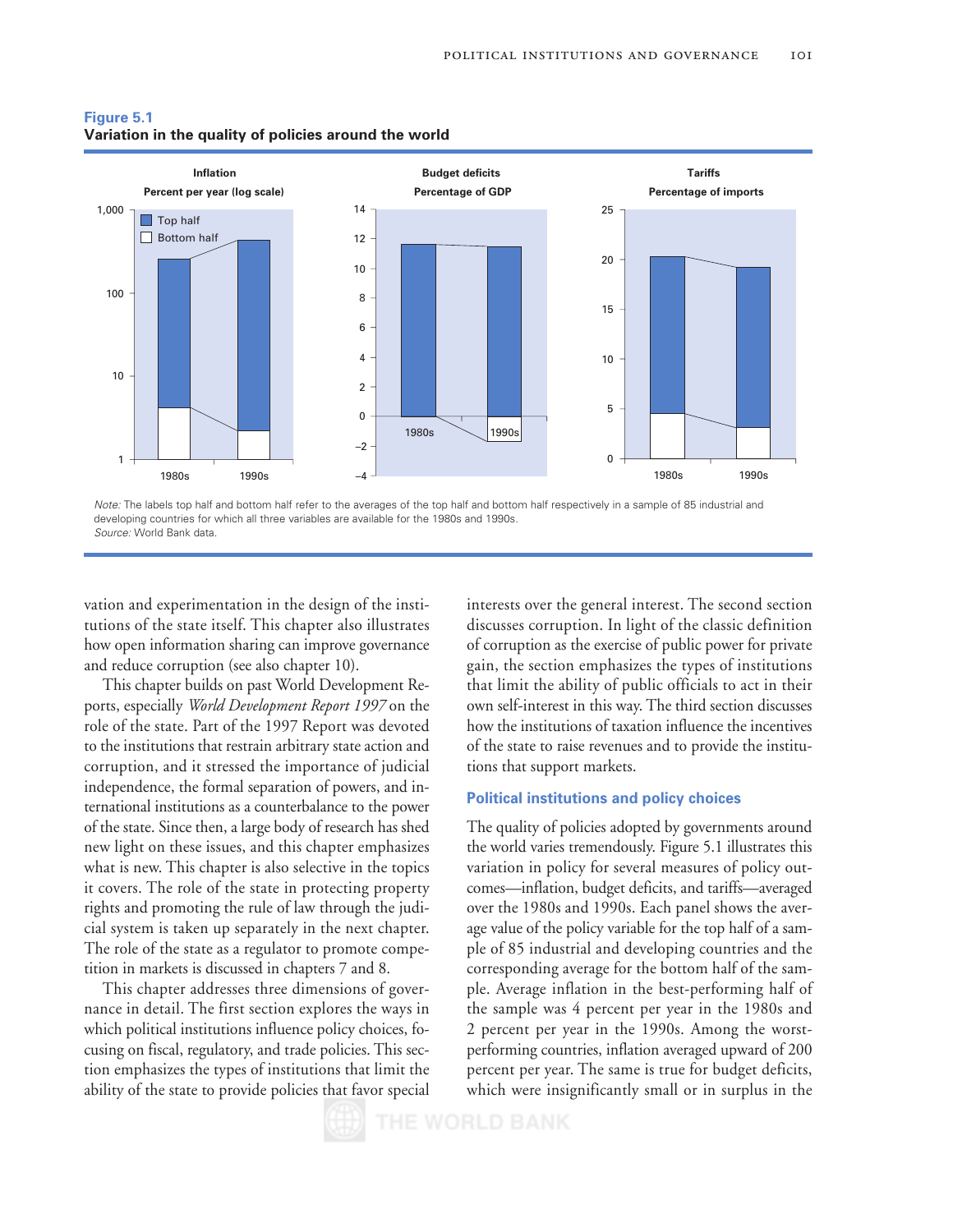**Figure 5.1**
**Variation in the quality of policies around the world**

Inflation
Percent per year (log scale)
1,000
100
10
1
Top half
Bottom half
1980s
1990s

Budget deficits
Percentage of GDP
14
12
10
8
6
4
2
0
−2
−4
1980s
1990s

Tariffs
Percentage of imports
25
20
15
10
5
0
1980s
1990s

*Note:* The labels top half and bottom half refer to the averages of the top half and bottom half respectively in a sample of 85 industrial and developing countries for which all three variables are available for the 1980s and 1990s.
*Source:* World Bank data.

vation and experimentation in the design of the institutions of the state itself. This chapter also illustrates how open information sharing can improve governance and reduce corruption (see also chapter 10).

This chapter builds on past World Development Reports, especially *World Development Report 1997* on the role of the state. Part of the 1997 Report was devoted to the institutions that restrain arbitrary state action and corruption, and it stressed the importance of judicial independence, the formal separation of powers, and international institutions as a counterbalance to the power of the state. Since then, a large body of research has shed new light on these issues, and this chapter emphasizes what is new. This chapter is also selective in the topics it covers. The role of the state in protecting property rights and promoting the rule of law through the judicial system is taken up separately in the next chapter. The role of the state as a regulator to promote competition in markets is discussed in chapters 7 and 8.

This chapter addresses three dimensions of governance in detail. The first section explores the ways in which political institutions influence policy choices, focusing on fiscal, regulatory, and trade policies. This section emphasizes the types of institutions that limit the ability of the state to provide policies that favor special interests over the general interest. The second section discusses corruption. In light of the classic definition of corruption as the exercise of public power for private gain, the section emphasizes the types of institutions that limit the ability of public officials to act in their own self-interest in this way. The third section discusses how the institutions of taxation influence the incentives of the state to raise revenues and to provide the institutions that support markets.

## Political institutions and policy choices

The quality of policies adopted by governments around the world varies tremendously. Figure 5.1 illustrates this variation in policy for several measures of policy outcomes—inflation, budget deficits, and tariffs—averaged over the 1980s and 1990s. Each panel shows the average value of the policy variable for the top half of a sample of 85 industrial and developing countries and the corresponding average for the bottom half of the sample. Average inflation in the best-performing half of the sample was 4 percent per year in the 1980s and 2 percent per year in the 1990s. Among the worst-performing countries, inflation averaged upward of 200 percent per year. The same is true for budget deficits, which were insignificantly small or in surplus in the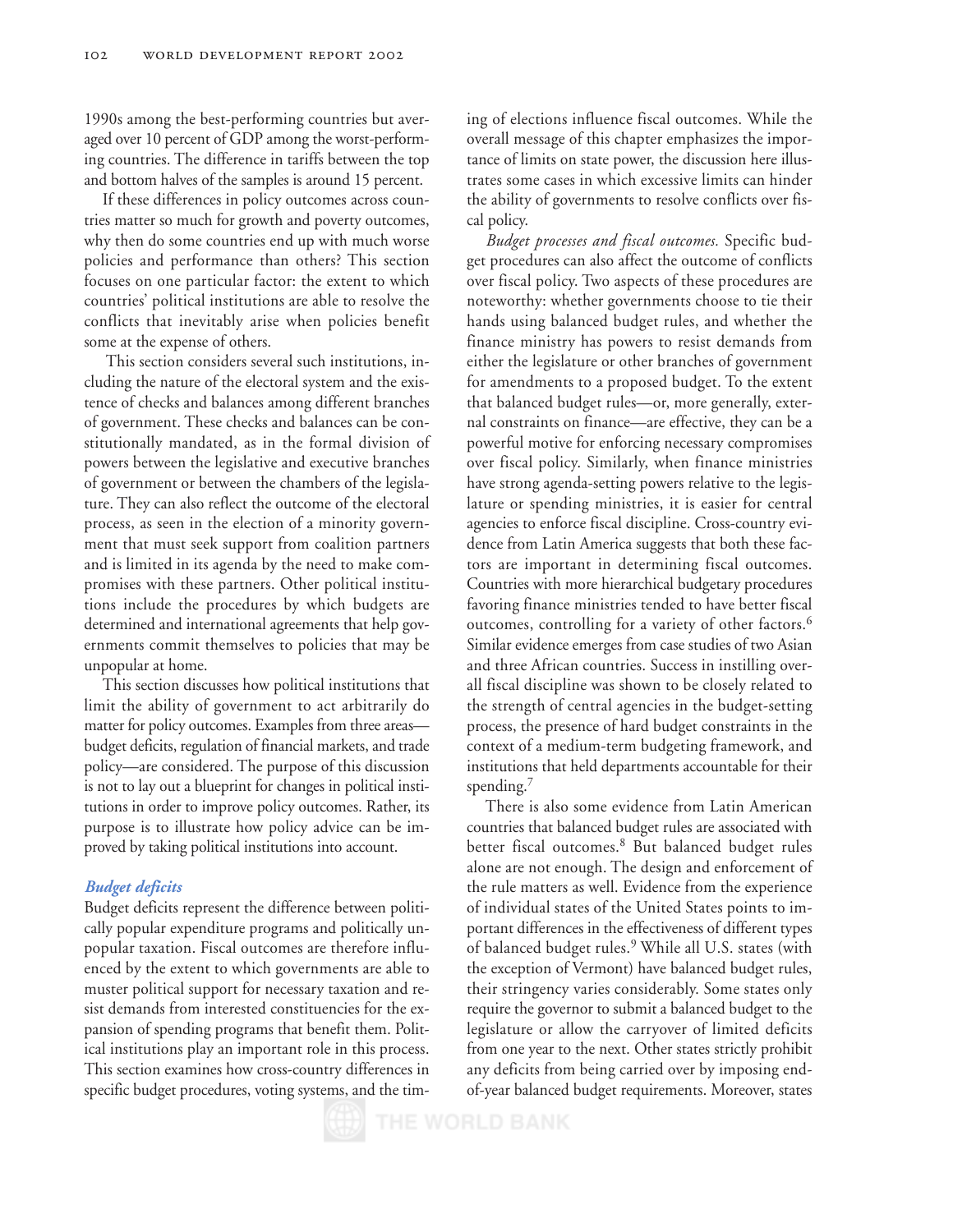1990s among the best-performing countries but averaged over 10 percent of GDP among the worst-performing countries. The difference in tariffs between the top and bottom halves of the samples is around 15 percent.

If these differences in policy outcomes across countries matter so much for growth and poverty outcomes, why then do some countries end up with much worse policies and performance than others? This section focuses on one particular factor: the extent to which countries' political institutions are able to resolve the conflicts that inevitably arise when policies benefit some at the expense of others.

This section considers several such institutions, including the nature of the electoral system and the existence of checks and balances among different branches of government. These checks and balances can be constitutionally mandated, as in the formal division of powers between the legislative and executive branches of government or between the chambers of the legislature. They can also reflect the outcome of the electoral process, as seen in the election of a minority government that must seek support from coalition partners and is limited in its agenda by the need to make compromises with these partners. Other political institutions include the procedures by which budgets are determined and international agreements that help governments commit themselves to policies that may be unpopular at home.

This section discusses how political institutions that limit the ability of government to act arbitrarily do matter for policy outcomes. Examples from three areas—budget deficits, regulation of financial markets, and trade policy—are considered. The purpose of this discussion is not to lay out a blueprint for changes in political institutions in order to improve policy outcomes. Rather, its purpose is to illustrate how policy advice can be improved by taking political institutions into account.

### *Budget deficits*

Budget deficits represent the difference between politically popular expenditure programs and politically unpopular taxation. Fiscal outcomes are therefore influenced by the extent to which governments are able to muster political support for necessary taxation and resist demands from interested constituencies for the expansion of spending programs that benefit them. Political institutions play an important role in this process. This section examines how cross-country differences in specific budget procedures, voting systems, and the timing of elections influence fiscal outcomes. While the overall message of this chapter emphasizes the importance of limits on state power, the discussion here illustrates some cases in which excessive limits can hinder the ability of governments to resolve conflicts over fiscal policy.

*Budget processes and fiscal outcomes.* Specific budget procedures can also affect the outcome of conflicts over fiscal policy. Two aspects of these procedures are noteworthy: whether governments choose to tie their hands using balanced budget rules, and whether the finance ministry has powers to resist demands from either the legislature or other branches of government for amendments to a proposed budget. To the extent that balanced budget rules—or, more generally, external constraints on finance—are effective, they can be a powerful motive for enforcing necessary compromises over fiscal policy. Similarly, when finance ministries have strong agenda-setting powers relative to the legislature or spending ministries, it is easier for central agencies to enforce fiscal discipline. Cross-country evidence from Latin America suggests that both these factors are important in determining fiscal outcomes. Countries with more hierarchical budgetary procedures favoring finance ministries tended to have better fiscal outcomes, controlling for a variety of other factors.[6] Similar evidence emerges from case studies of two Asian and three African countries. Success in instilling overall fiscal discipline was shown to be closely related to the strength of central agencies in the budget-setting process, the presence of hard budget constraints in the context of a medium-term budgeting framework, and institutions that held departments accountable for their spending.[7]

There is also some evidence from Latin American countries that balanced budget rules are associated with better fiscal outcomes.[8] But balanced budget rules alone are not enough. The design and enforcement of the rule matters as well. Evidence from the experience of individual states of the United States points to important differences in the effectiveness of different types of balanced budget rules.[9] While all U.S. states (with the exception of Vermont) have balanced budget rules, their stringency varies considerably. Some states only require the governor to submit a balanced budget to the legislature or allow the carryover of limited deficits from one year to the next. Other states strictly prohibit any deficits from being carried over by imposing end-of-year balanced budget requirements. Moreover, states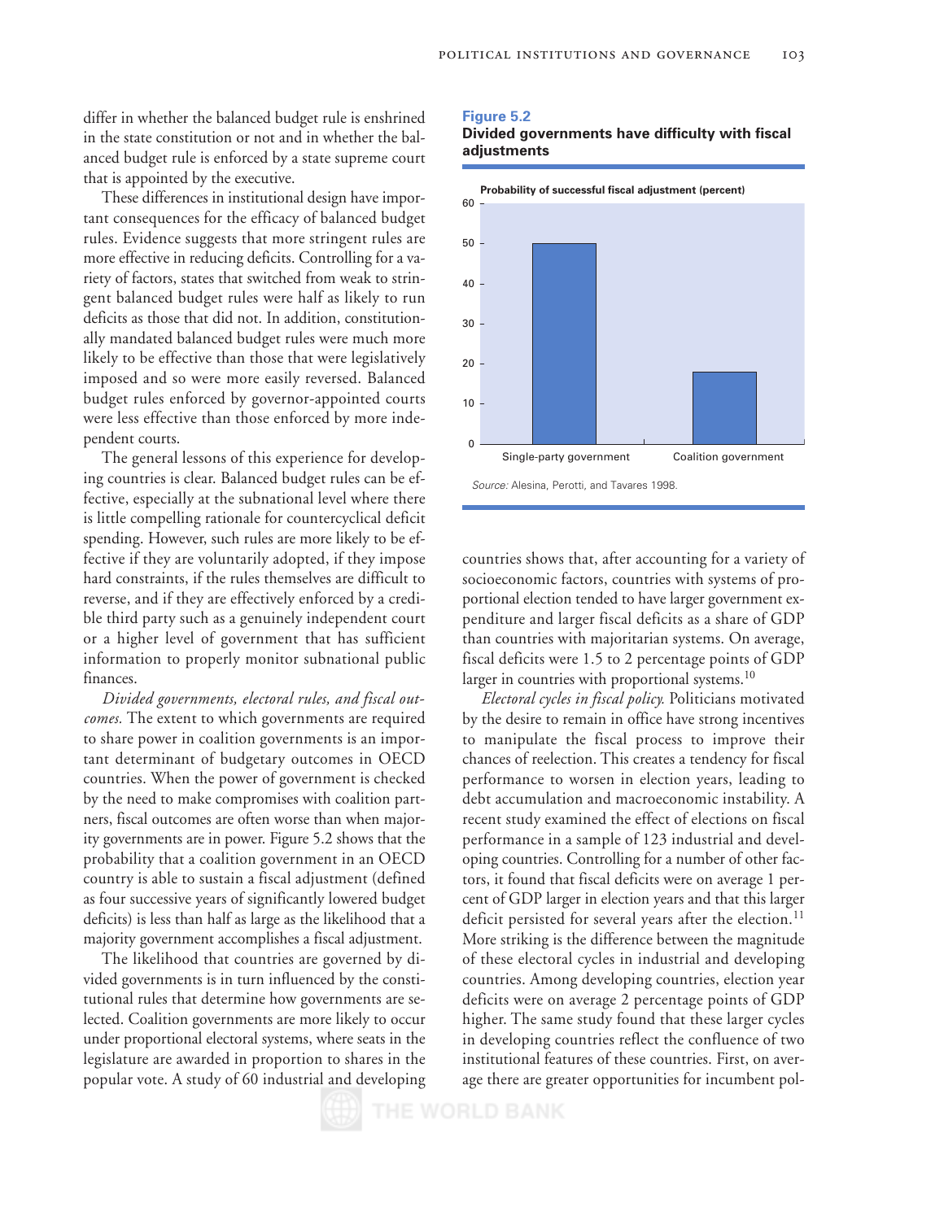differ in whether the balanced budget rule is enshrined in the state constitution or not and in whether the balanced budget rule is enforced by a state supreme court that is appointed by the executive.

These differences in institutional design have important consequences for the efficacy of balanced budget rules. Evidence suggests that more stringent rules are more effective in reducing deficits. Controlling for a variety of factors, states that switched from weak to stringent balanced budget rules were half as likely to run deficits as those that did not. In addition, constitutionally mandated balanced budget rules were much more likely to be effective than those that were legislatively imposed and so were more easily reversed. Balanced budget rules enforced by governor-appointed courts were less effective than those enforced by more independent courts.

The general lessons of this experience for developing countries is clear. Balanced budget rules can be effective, especially at the subnational level where there is little compelling rationale for countercyclical deficit spending. However, such rules are more likely to be effective if they are voluntarily adopted, if they impose hard constraints, if the rules themselves are difficult to reverse, and if they are effectively enforced by a credible third party such as a genuinely independent court or a higher level of government that has sufficient information to properly monitor subnational public finances.

*Divided governments, electoral rules, and fiscal outcomes.* The extent to which governments are required to share power in coalition governments is an important determinant of budgetary outcomes in OECD countries. When the power of government is checked by the need to make compromises with coalition partners, fiscal outcomes are often worse than when majority governments are in power. Figure 5.2 shows that the probability that a coalition government in an OECD country is able to sustain a fiscal adjustment (defined as four successive years of significantly lowered budget deficits) is less than half as large as the likelihood that a majority government accomplishes a fiscal adjustment.

The likelihood that countries are governed by divided governments is in turn influenced by the constitutional rules that determine how governments are selected. Coalition governments are more likely to occur under proportional electoral systems, where seats in the legislature are awarded in proportion to shares in the popular vote. A study of 60 industrial and developing countries shows that, after accounting for a variety of socioeconomic factors, countries with systems of proportional election tended to have larger government expenditure and larger fiscal deficits as a share of GDP than countries with majoritarian systems. On average, fiscal deficits were 1.5 to 2 percentage points of GDP larger in countries with proportional systems.[10]

**Figure 5.2**
**Divided governments have difficulty with fiscal adjustments**

Probability of successful fiscal adjustment (percent)

| | Probability (percent) |
|---|---|
| Single-party government | 50 |
| Coalition government | 18 |

*Source:* Alesina, Perotti, and Tavares 1998.

*Electoral cycles in fiscal policy.* Politicians motivated by the desire to remain in office have strong incentives to manipulate the fiscal process to improve their chances of reelection. This creates a tendency for fiscal performance to worsen in election years, leading to debt accumulation and macroeconomic instability. A recent study examined the effect of elections on fiscal performance in a sample of 123 industrial and developing countries. Controlling for a number of other factors, it found that fiscal deficits were on average 1 percent of GDP larger in election years and that this larger deficit persisted for several years after the election.[11] More striking is the difference between the magnitude of these electoral cycles in industrial and developing countries. Among developing countries, election year deficits were on average 2 percentage points of GDP higher. The same study found that these larger cycles in developing countries reflect the confluence of two institutional features of these countries. First, on average there are greater opportunities for incumbent pol-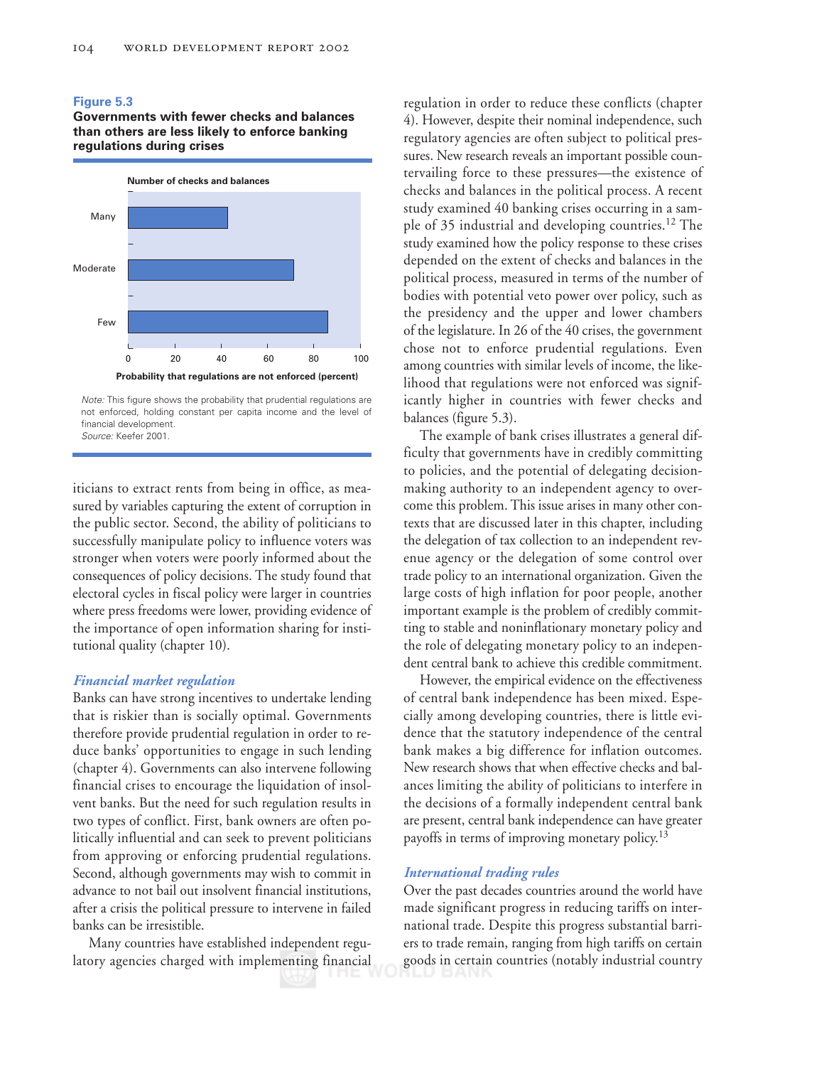**Figure 5.3**

**Governments with fewer checks and balances than others are less likely to enforce banking regulations during crises**

Note: This figure shows the probability that prudential regulations are not enforced, holding constant per capita income and the level of financial development.
Source: Keefer 2001.

iticians to extract rents from being in office, as measured by variables capturing the extent of corruption in the public sector. Second, the ability of politicians to successfully manipulate policy to influence voters was stronger when voters were poorly informed about the consequences of policy decisions. The study found that electoral cycles in fiscal policy were larger in countries where press freedoms were lower, providing evidence of the importance of open information sharing for institutional quality (chapter 10).

### *Financial market regulation*

Banks can have strong incentives to undertake lending that is riskier than is socially optimal. Governments therefore provide prudential regulation in order to reduce banks' opportunities to engage in such lending (chapter 4). Governments can also intervene following financial crises to encourage the liquidation of insolvent banks. But the need for such regulation results in two types of conflict. First, bank owners are often politically influential and can seek to prevent politicians from approving or enforcing prudential regulations. Second, although governments may wish to commit in advance to not bail out insolvent financial institutions, after a crisis the political pressure to intervene in failed banks can be irresistible.

Many countries have established independent regulatory agencies charged with implementing financial regulation in order to reduce these conflicts (chapter 4). However, despite their nominal independence, such regulatory agencies are often subject to political pressures. New research reveals an important possible countervailing force to these pressures—the existence of checks and balances in the political process. A recent study examined 40 banking crises occurring in a sample of 35 industrial and developing countries.[12] The study examined how the policy response to these crises depended on the extent of checks and balances in the political process, measured in terms of the number of bodies with potential veto power over policy, such as the presidency and the upper and lower chambers of the legislature. In 26 of the 40 crises, the government chose not to enforce prudential regulations. Even among countries with similar levels of income, the likelihood that regulations were not enforced was significantly higher in countries with fewer checks and balances (figure 5.3).

The example of bank crises illustrates a general difficulty that governments have in credibly committing to policies, and the potential of delegating decision-making authority to an independent agency to overcome this problem. This issue arises in many other contexts that are discussed later in this chapter, including the delegation of tax collection to an independent revenue agency or the delegation of some control over trade policy to an international organization. Given the large costs of high inflation for poor people, another important example is the problem of credibly committing to stable and noninflationary monetary policy and the role of delegating monetary policy to an independent central bank to achieve this credible commitment.

However, the empirical evidence on the effectiveness of central bank independence has been mixed. Especially among developing countries, there is little evidence that the statutory independence of the central bank makes a big difference for inflation outcomes. New research shows that when effective checks and balances limiting the ability of politicians to interfere in the decisions of a formally independent central bank are present, central bank independence can have greater payoffs in terms of improving monetary policy.[13]

### *International trading rules*

Over the past decades countries around the world have made significant progress in reducing tariffs on international trade. Despite this progress substantial barriers to trade remain, ranging from high tariffs on certain goods in certain countries (notably industrial country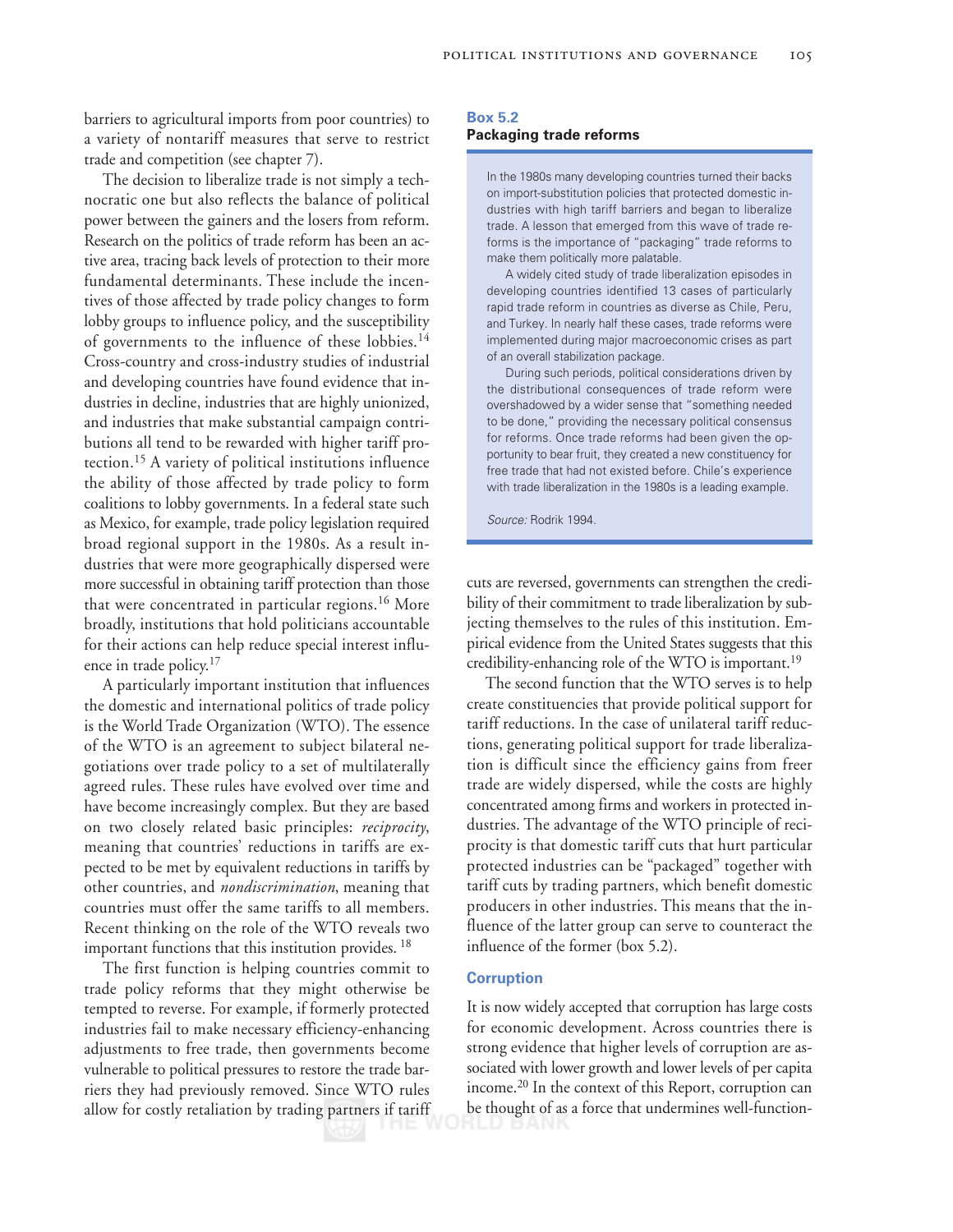barriers to agricultural imports from poor countries) to a variety of nontariff measures that serve to restrict trade and competition (see chapter 7).

The decision to liberalize trade is not simply a technocratic one but also reflects the balance of political power between the gainers and the losers from reform. Research on the politics of trade reform has been an active area, tracing back levels of protection to their more fundamental determinants. These include the incentives of those affected by trade policy changes to form lobby groups to influence policy, and the susceptibility of governments to the influence of these lobbies.[14] Cross-country and cross-industry studies of industrial and developing countries have found evidence that industries in decline, industries that are highly unionized, and industries that make substantial campaign contributions all tend to be rewarded with higher tariff protection.[15] A variety of political institutions influence the ability of those affected by trade policy to form coalitions to lobby governments. In a federal state such as Mexico, for example, trade policy legislation required broad regional support in the 1980s. As a result industries that were more geographically dispersed were more successful in obtaining tariff protection than those that were concentrated in particular regions.[16] More broadly, institutions that hold politicians accountable for their actions can help reduce special interest influence in trade policy.[17]

A particularly important institution that influences the domestic and international politics of trade policy is the World Trade Organization (WTO). The essence of the WTO is an agreement to subject bilateral negotiations over trade policy to a set of multilaterally agreed rules. These rules have evolved over time and have become increasingly complex. But they are based on two closely related basic principles: *reciprocity*, meaning that countries' reductions in tariffs are expected to be met by equivalent reductions in tariffs by other countries, and *nondiscrimination*, meaning that countries must offer the same tariffs to all members. Recent thinking on the role of the WTO reveals two important functions that this institution provides.[18]

The first function is helping countries commit to trade policy reforms that they might otherwise be tempted to reverse. For example, if formerly protected industries fail to make necessary efficiency-enhancing adjustments to free trade, then governments become vulnerable to political pressures to restore the trade barriers they had previously removed. Since WTO rules allow for costly retaliation by trading partners if tariff cuts are reversed, governments can strengthen the credibility of their commitment to trade liberalization by subjecting themselves to the rules of this institution. Empirical evidence from the United States suggests that this credibility-enhancing role of the WTO is important.[19]

The second function that the WTO serves is to help create constituencies that provide political support for tariff reductions. In the case of unilateral tariff reductions, generating political support for trade liberalization is difficult since the efficiency gains from freer trade are widely dispersed, while the costs are highly concentrated among firms and workers in protected industries. The advantage of the WTO principle of reciprocity is that domestic tariff cuts that hurt particular protected industries can be "packaged" together with tariff cuts by trading partners, which benefit domestic producers in other industries. This means that the influence of the latter group can serve to counteract the influence of the former (box 5.2).

> **Box 5.2**
> **Packaging trade reforms**
>
> In the 1980s many developing countries turned their backs on import-substitution policies that protected domestic industries with high tariff barriers and began to liberalize trade. A lesson that emerged from this wave of trade reforms is the importance of "packaging" trade reforms to make them politically more palatable.
>
> A widely cited study of trade liberalization episodes in developing countries identified 13 cases of particularly rapid trade reform in countries as diverse as Chile, Peru, and Turkey. In nearly half these cases, trade reforms were implemented during major macroeconomic crises as part of an overall stabilization package.
>
> During such periods, political considerations driven by the distributional consequences of trade reform were overshadowed by a wider sense that "something needed to be done," providing the necessary political consensus for reforms. Once trade reforms had been given the opportunity to bear fruit, they created a new constituency for free trade that had not existed before. Chile's experience with trade liberalization in the 1980s is a leading example.
>
> *Source:* Rodrik 1994.

### Corruption

It is now widely accepted that corruption has large costs for economic development. Across countries there is strong evidence that higher levels of corruption are associated with lower growth and lower levels of per capita income.[20] In the context of this Report, corruption can be thought of as a force that undermines well-function-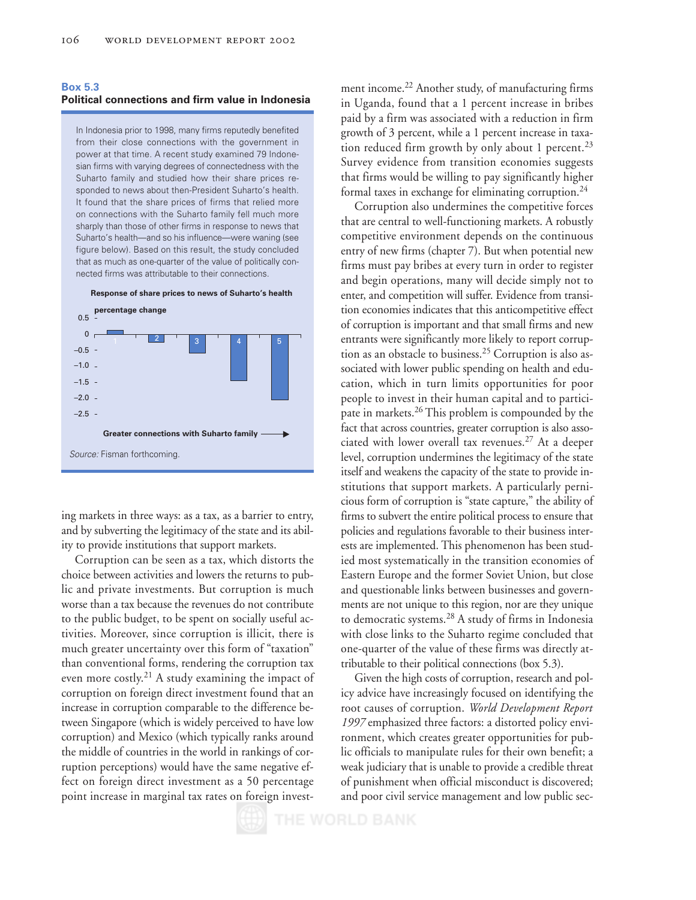**Box 5.3**
**Political connections and firm value in Indonesia**

In Indonesia prior to 1998, many firms reputedly benefited from their close connections with the government in power at that time. A recent study examined 79 Indonesian firms with varying degrees of connectedness with the Suharto family and studied how their share prices responded to news about then-President Suharto's health. It found that the share prices of firms that relied more on connections with the Suharto family fell much more sharply than those of other firms in response to news that Suharto's health—and so his influence—were waning (see figure below). Based on this result, the study concluded that as much as one-quarter of the value of politically connected firms was attributable to their connections.

**Response of share prices to news of Suharto's health**

percentage change

0.5
0
–0.5
–1.0
–1.5
–2.0
–2.5

1 2 3 4 5

**Greater connections with Suharto family** ⟶

*Source:* Fisman forthcoming.

ing markets in three ways: as a tax, as a barrier to entry, and by subverting the legitimacy of the state and its ability to provide institutions that support markets.

Corruption can be seen as a tax, which distorts the choice between activities and lowers the returns to public and private investments. But corruption is much worse than a tax because the revenues do not contribute to the public budget, to be spent on socially useful activities. Moreover, since corruption is illicit, there is much greater uncertainty over this form of "taxation" than conventional forms, rendering the corruption tax even more costly.[21] A study examining the impact of corruption on foreign direct investment found that an increase in corruption comparable to the difference between Singapore (which is widely perceived to have low corruption) and Mexico (which typically ranks around the middle of countries in the world in rankings of corruption perceptions) would have the same negative effect on foreign direct investment as a 50 percentage point increase in marginal tax rates on foreign investment income.[22] Another study, of manufacturing firms in Uganda, found that a 1 percent increase in bribes paid by a firm was associated with a reduction in firm growth of 3 percent, while a 1 percent increase in taxation reduced firm growth by only about 1 percent.[23] Survey evidence from transition economies suggests that firms would be willing to pay significantly higher formal taxes in exchange for eliminating corruption.[24]

Corruption also undermines the competitive forces that are central to well-functioning markets. A robustly competitive environment depends on the continuous entry of new firms (chapter 7). But when potential new firms must pay bribes at every turn in order to register and begin operations, many will decide simply not to enter, and competition will suffer. Evidence from transition economies indicates that this anticompetitive effect of corruption is important and that small firms and new entrants were significantly more likely to report corruption as an obstacle to business.[25] Corruption is also associated with lower public spending on health and education, which in turn limits opportunities for poor people to invest in their human capital and to participate in markets.[26] This problem is compounded by the fact that across countries, greater corruption is also associated with lower overall tax revenues.[27] At a deeper level, corruption undermines the legitimacy of the state itself and weakens the capacity of the state to provide institutions that support markets. A particularly pernicious form of corruption is "state capture," the ability of firms to subvert the entire political process to ensure that policies and regulations favorable to their business interests are implemented. This phenomenon has been studied most systematically in the transition economies of Eastern Europe and the former Soviet Union, but close and questionable links between businesses and governments are not unique to this region, nor are they unique to democratic systems.[28] A study of firms in Indonesia with close links to the Suharto regime concluded that one-quarter of the value of these firms was directly attributable to their political connections (box 5.3).

Given the high costs of corruption, research and policy advice have increasingly focused on identifying the root causes of corruption. *World Development Report 1997* emphasized three factors: a distorted policy environment, which creates greater opportunities for public officials to manipulate rules for their own benefit; a weak judiciary that is unable to provide a credible threat of punishment when official misconduct is discovered; and poor civil service management and low public sec-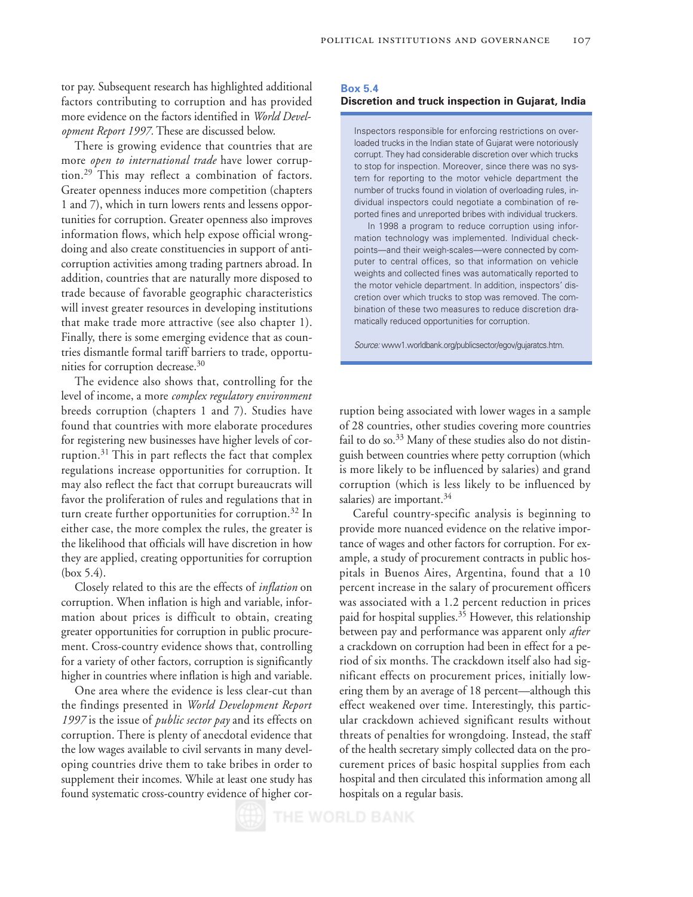tor pay. Subsequent research has highlighted additional factors contributing to corruption and has provided more evidence on the factors identified in *World Development Report 1997*. These are discussed below.

There is growing evidence that countries that are more *open to international trade* have lower corruption.[29] This may reflect a combination of factors. Greater openness induces more competition (chapters 1 and 7), which in turn lowers rents and lessens opportunities for corruption. Greater openness also improves information flows, which help expose official wrongdoing and also create constituencies in support of anticorruption activities among trading partners abroad. In addition, countries that are naturally more disposed to trade because of favorable geographic characteristics will invest greater resources in developing institutions that make trade more attractive (see also chapter 1). Finally, there is some emerging evidence that as countries dismantle formal tariff barriers to trade, opportunities for corruption decrease.[30]

The evidence also shows that, controlling for the level of income, a more *complex regulatory environment* breeds corruption (chapters 1 and 7). Studies have found that countries with more elaborate procedures for registering new businesses have higher levels of corruption.[31] This in part reflects the fact that complex regulations increase opportunities for corruption. It may also reflect the fact that corrupt bureaucrats will favor the proliferation of rules and regulations that in turn create further opportunities for corruption.[32] In either case, the more complex the rules, the greater is the likelihood that officials will have discretion in how they are applied, creating opportunities for corruption (box 5.4).

Closely related to this are the effects of *inflation* on corruption. When inflation is high and variable, information about prices is difficult to obtain, creating greater opportunities for corruption in public procurement. Cross-country evidence shows that, controlling for a variety of other factors, corruption is significantly higher in countries where inflation is high and variable.

One area where the evidence is less clear-cut than the findings presented in *World Development Report 1997* is the issue of *public sector pay* and its effects on corruption. There is plenty of anecdotal evidence that the low wages available to civil servants in many developing countries drive them to take bribes in order to supplement their incomes. While at least one study has found systematic cross-country evidence of higher corruption being associated with lower wages in a sample of 28 countries, other studies covering more countries fail to do so.[33] Many of these studies also do not distinguish between countries where petty corruption (which is more likely to be influenced by salaries) and grand corruption (which is less likely to be influenced by salaries) are important.[34]

Careful country-specific analysis is beginning to provide more nuanced evidence on the relative importance of wages and other factors for corruption. For example, a study of procurement contracts in public hospitals in Buenos Aires, Argentina, found that a 10 percent increase in the salary of procurement officers was associated with a 1.2 percent reduction in prices paid for hospital supplies.[35] However, this relationship between pay and performance was apparent only *after* a crackdown on corruption had been in effect for a period of six months. The crackdown itself also had significant effects on procurement prices, initially lowering them by an average of 18 percent—although this effect weakened over time. Interestingly, this particular crackdown achieved significant results without threats of penalties for wrongdoing. Instead, the staff of the health secretary simply collected data on the procurement prices of basic hospital supplies from each hospital and then circulated this information among all hospitals on a regular basis.

**Box 5.4**
**Discretion and truck inspection in Gujarat, India**

Inspectors responsible for enforcing restrictions on overloaded trucks in the Indian state of Gujarat were notoriously corrupt. They had considerable discretion over which trucks to stop for inspection. Moreover, since there was no system for reporting to the motor vehicle department the number of trucks found in violation of overloading rules, individual inspectors could negotiate a combination of reported fines and unreported bribes with individual truckers.

In 1998 a program to reduce corruption using information technology was implemented. Individual checkpoints—and their weigh-scales—were connected by computer to central offices, so that information on vehicle weights and collected fines was automatically reported to the motor vehicle department. In addition, inspectors' discretion over which trucks to stop was removed. The combination of these two measures to reduce discretion dramatically reduced opportunities for corruption.

*Source:* www1.worldbank.org/publicsector/egov/gujaratcs.htm.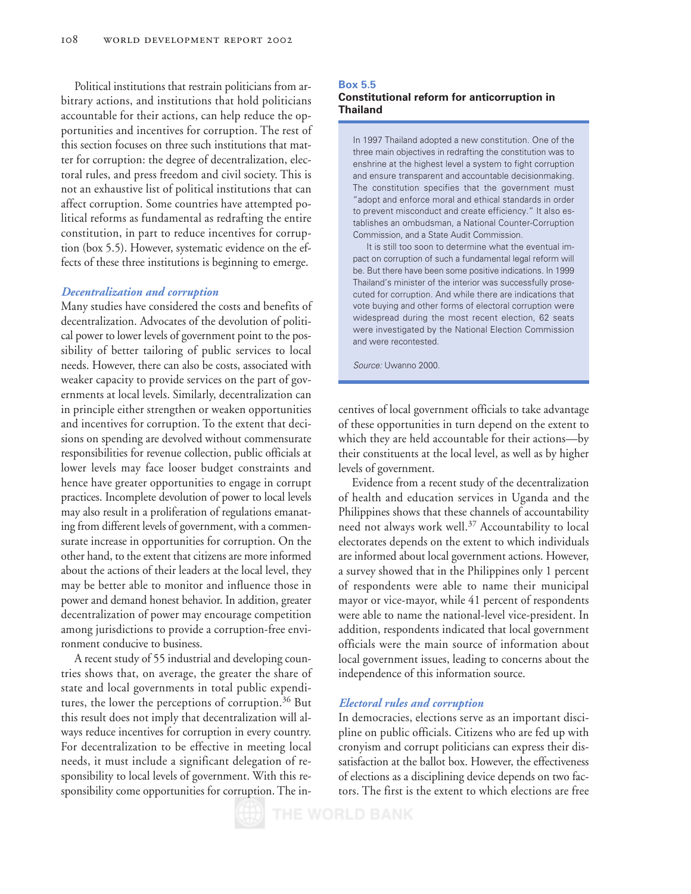Political institutions that restrain politicians from arbitrary actions, and institutions that hold politicians accountable for their actions, can help reduce the opportunities and incentives for corruption. The rest of this section focuses on three such institutions that matter for corruption: the degree of decentralization, electoral rules, and press freedom and civil society. This is not an exhaustive list of political institutions that can affect corruption. Some countries have attempted political reforms as fundamental as redrafting the entire constitution, in part to reduce incentives for corruption (box 5.5). However, systematic evidence on the effects of these three institutions is beginning to emerge.

### *Decentralization and corruption*

Many studies have considered the costs and benefits of decentralization. Advocates of the devolution of political power to lower levels of government point to the possibility of better tailoring of public services to local needs. However, there can also be costs, associated with weaker capacity to provide services on the part of governments at local levels. Similarly, decentralization can in principle either strengthen or weaken opportunities and incentives for corruption. To the extent that decisions on spending are devolved without commensurate responsibilities for revenue collection, public officials at lower levels may face looser budget constraints and hence have greater opportunities to engage in corrupt practices. Incomplete devolution of power to local levels may also result in a proliferation of regulations emanating from different levels of government, with a commensurate increase in opportunities for corruption. On the other hand, to the extent that citizens are more informed about the actions of their leaders at the local level, they may be better able to monitor and influence those in power and demand honest behavior. In addition, greater decentralization of power may encourage competition among jurisdictions to provide a corruption-free environment conducive to business.

A recent study of 55 industrial and developing countries shows that, on average, the greater the share of state and local governments in total public expenditures, the lower the perceptions of corruption.[36] But this result does not imply that decentralization will always reduce incentives for corruption in every country. For decentralization to be effective in meeting local needs, it must include a significant delegation of responsibility to local levels of government. With this responsibility come opportunities for corruption. The incentives of local government officials to take advantage of these opportunities in turn depend on the extent to which they are held accountable for their actions—by their constituents at the local level, as well as by higher levels of government.

Evidence from a recent study of the decentralization of health and education services in Uganda and the Philippines shows that these channels of accountability need not always work well.[37] Accountability to local electorates depends on the extent to which individuals are informed about local government actions. However, a survey showed that in the Philippines only 1 percent of respondents were able to name their municipal mayor or vice-mayor, while 41 percent of respondents were able to name the national-level vice-president. In addition, respondents indicated that local government officials were the main source of information about local government issues, leading to concerns about the independence of this information source.

> **Box 5.5**
> **Constitutional reform for anticorruption in Thailand**
>
> In 1997 Thailand adopted a new constitution. One of the three main objectives in redrafting the constitution was to enshrine at the highest level a system to fight corruption and ensure transparent and accountable decisionmaking. The constitution specifies that the government must "adopt and enforce moral and ethical standards in order to prevent misconduct and create efficiency." It also establishes an ombudsman, a National Counter-Corruption Commission, and a State Audit Commission.
>
> It is still too soon to determine what the eventual impact on corruption of such a fundamental legal reform will be. But there have been some positive indications. In 1999 Thailand's minister of the interior was successfully prosecuted for corruption. And while there are indications that vote buying and other forms of electoral corruption were widespread during the most recent election, 62 seats were investigated by the National Election Commission and were recontested.
>
> *Source:* Uwanno 2000.

### *Electoral rules and corruption*

In democracies, elections serve as an important discipline on public officials. Citizens who are fed up with cronyism and corrupt politicians can express their dissatisfaction at the ballot box. However, the effectiveness of elections as a disciplining device depends on two factors. The first is the extent to which elections are free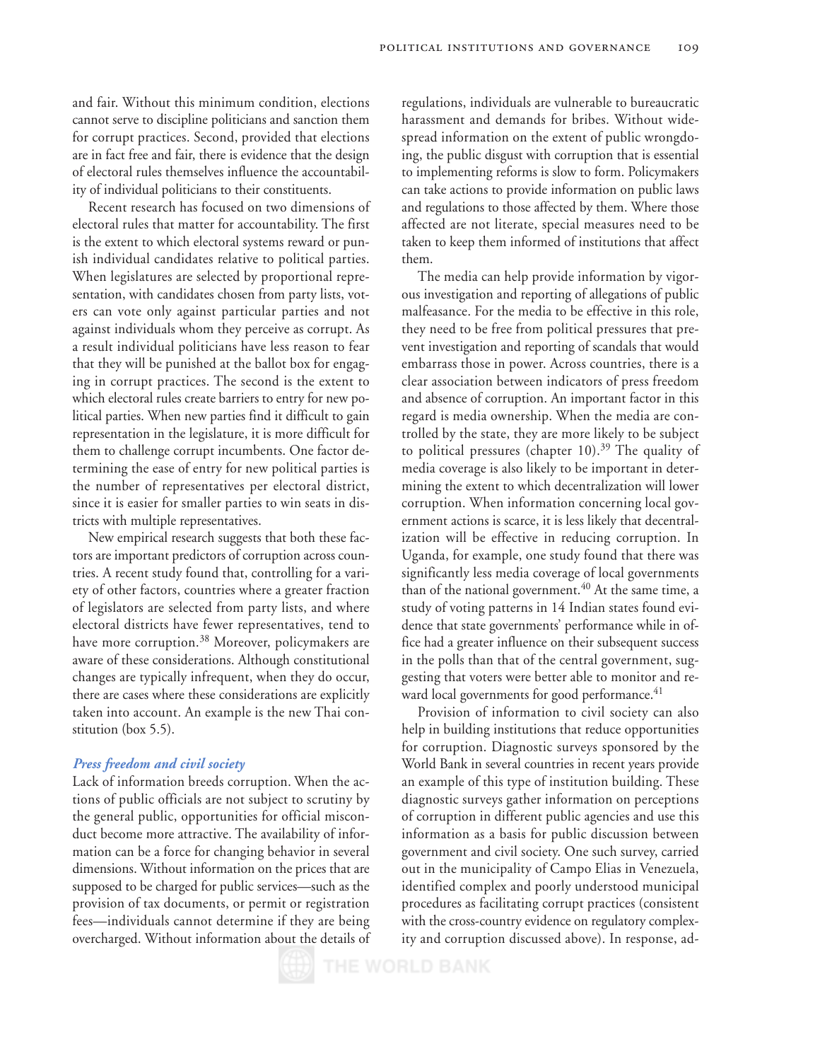and fair. Without this minimum condition, elections cannot serve to discipline politicians and sanction them for corrupt practices. Second, provided that elections are in fact free and fair, there is evidence that the design of electoral rules themselves influence the accountability of individual politicians to their constituents.

Recent research has focused on two dimensions of electoral rules that matter for accountability. The first is the extent to which electoral systems reward or punish individual candidates relative to political parties. When legislatures are selected by proportional representation, with candidates chosen from party lists, voters can vote only against particular parties and not against individuals whom they perceive as corrupt. As a result individual politicians have less reason to fear that they will be punished at the ballot box for engaging in corrupt practices. The second is the extent to which electoral rules create barriers to entry for new political parties. When new parties find it difficult to gain representation in the legislature, it is more difficult for them to challenge corrupt incumbents. One factor determining the ease of entry for new political parties is the number of representatives per electoral district, since it is easier for smaller parties to win seats in districts with multiple representatives.

New empirical research suggests that both these factors are important predictors of corruption across countries. A recent study found that, controlling for a variety of other factors, countries where a greater fraction of legislators are selected from party lists, and where electoral districts have fewer representatives, tend to have more corruption.[38] Moreover, policymakers are aware of these considerations. Although constitutional changes are typically infrequent, when they do occur, there are cases where these considerations are explicitly taken into account. An example is the new Thai constitution (box 5.5).

### *Press freedom and civil society*

Lack of information breeds corruption. When the actions of public officials are not subject to scrutiny by the general public, opportunities for official misconduct become more attractive. The availability of information can be a force for changing behavior in several dimensions. Without information on the prices that are supposed to be charged for public services—such as the provision of tax documents, or permit or registration fees—individuals cannot determine if they are being overcharged. Without information about the details of regulations, individuals are vulnerable to bureaucratic harassment and demands for bribes. Without widespread information on the extent of public wrongdoing, the public disgust with corruption that is essential to implementing reforms is slow to form. Policymakers can take actions to provide information on public laws and regulations to those affected by them. Where those affected are not literate, special measures need to be taken to keep them informed of institutions that affect them.

The media can help provide information by vigorous investigation and reporting of allegations of public malfeasance. For the media to be effective in this role, they need to be free from political pressures that prevent investigation and reporting of scandals that would embarrass those in power. Across countries, there is a clear association between indicators of press freedom and absence of corruption. An important factor in this regard is media ownership. When the media are controlled by the state, they are more likely to be subject to political pressures (chapter 10).[39] The quality of media coverage is also likely to be important in determining the extent to which decentralization will lower corruption. When information concerning local government actions is scarce, it is less likely that decentralization will be effective in reducing corruption. In Uganda, for example, one study found that there was significantly less media coverage of local governments than of the national government.[40] At the same time, a study of voting patterns in 14 Indian states found evidence that state governments' performance while in office had a greater influence on their subsequent success in the polls than that of the central government, suggesting that voters were better able to monitor and reward local governments for good performance.[41]

Provision of information to civil society can also help in building institutions that reduce opportunities for corruption. Diagnostic surveys sponsored by the World Bank in several countries in recent years provide an example of this type of institution building. These diagnostic surveys gather information on perceptions of corruption in different public agencies and use this information as a basis for public discussion between government and civil society. One such survey, carried out in the municipality of Campo Elias in Venezuela, identified complex and poorly understood municipal procedures as facilitating corrupt practices (consistent with the cross-country evidence on regulatory complexity and corruption discussed above). In response, ad-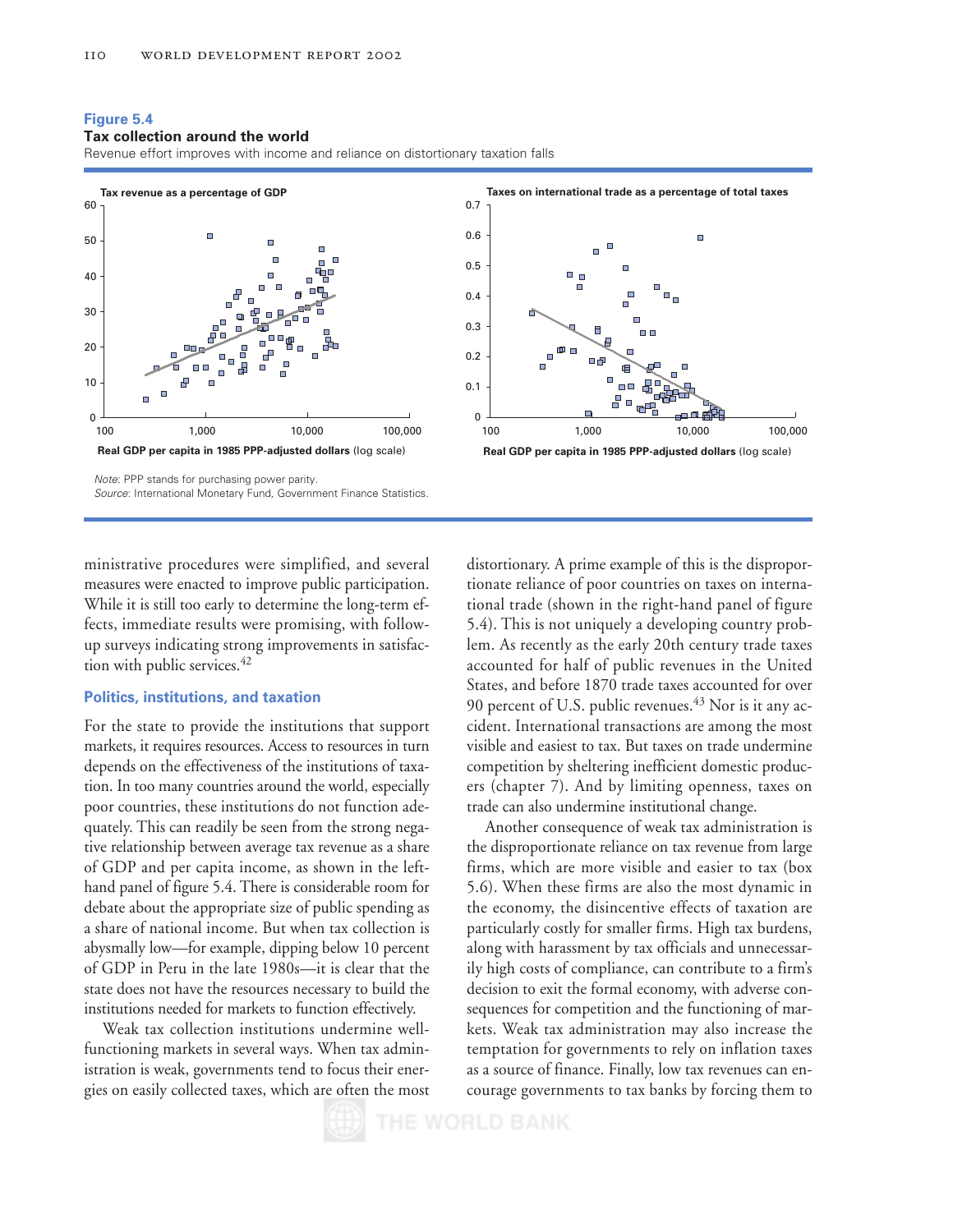**Figure 5.4**
**Tax collection around the world**
Revenue effort improves with income and reliance on distortionary taxation falls

**Tax revenue as a percentage of GDP**

**Real GDP per capita in 1985 PPP-adjusted dollars** (log scale)

**Taxes on international trade as a percentage of total taxes**

**Real GDP per capita in 1985 PPP-adjusted dollars** (log scale)

*Note*: PPP stands for purchasing power parity.
*Source*: International Monetary Fund, Government Finance Statistics.

ministrative procedures were simplified, and several measures were enacted to improve public participation. While it is still too early to determine the long-term effects, immediate results were promising, with follow-up surveys indicating strong improvements in satisfaction with public services.[42]

### Politics, institutions, and taxation

For the state to provide the institutions that support markets, it requires resources. Access to resources in turn depends on the effectiveness of the institutions of taxation. In too many countries around the world, especially poor countries, these institutions do not function adequately. This can readily be seen from the strong negative relationship between average tax revenue as a share of GDP and per capita income, as shown in the left-hand panel of figure 5.4. There is considerable room for debate about the appropriate size of public spending as a share of national income. But when tax collection is abysmally low—for example, dipping below 10 percent of GDP in Peru in the late 1980s—it is clear that the state does not have the resources necessary to build the institutions needed for markets to function effectively.

Weak tax collection institutions undermine well-functioning markets in several ways. When tax administration is weak, governments tend to focus their energies on easily collected taxes, which are often the most distortionary. A prime example of this is the disproportionate reliance of poor countries on taxes on international trade (shown in the right-hand panel of figure 5.4). This is not uniquely a developing country problem. As recently as the early 20th century trade taxes accounted for half of public revenues in the United States, and before 1870 trade taxes accounted for over 90 percent of U.S. public revenues.[43] Nor is it any accident. International transactions are among the most visible and easiest to tax. But taxes on trade undermine competition by sheltering inefficient domestic producers (chapter 7). And by limiting openness, taxes on trade can also undermine institutional change.

Another consequence of weak tax administration is the disproportionate reliance on tax revenue from large firms, which are more visible and easier to tax (box 5.6). When these firms are also the most dynamic in the economy, the disincentive effects of taxation are particularly costly for smaller firms. High tax burdens, along with harassment by tax officials and unnecessarily high costs of compliance, can contribute to a firm's decision to exit the formal economy, with adverse consequences for competition and the functioning of markets. Weak tax administration may also increase the temptation for governments to rely on inflation taxes as a source of finance. Finally, low tax revenues can encourage governments to tax banks by forcing them to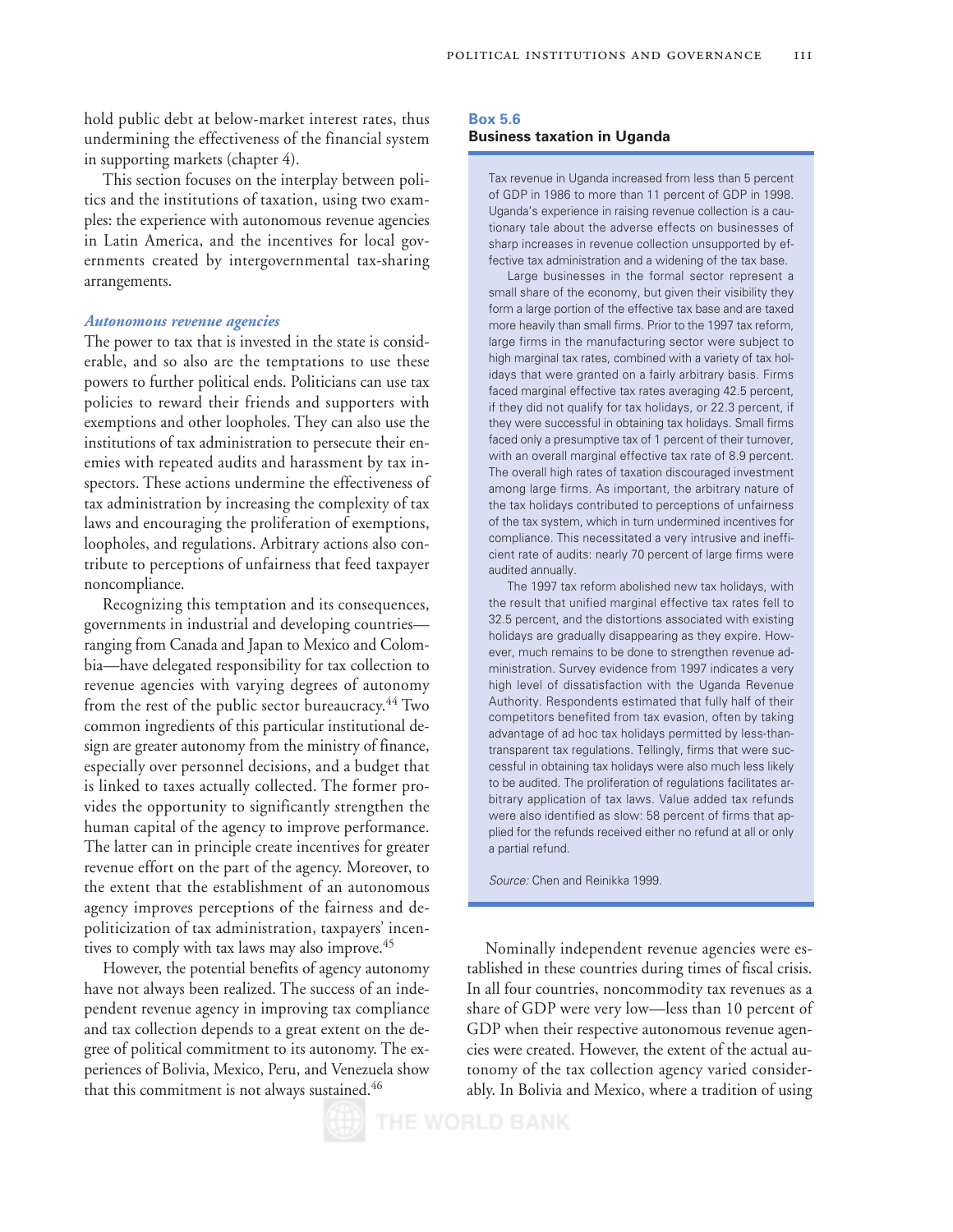hold public debt at below-market interest rates, thus undermining the effectiveness of the financial system in supporting markets (chapter 4).

This section focuses on the interplay between politics and the institutions of taxation, using two examples: the experience with autonomous revenue agencies in Latin America, and the incentives for local governments created by intergovernmental tax-sharing arrangements.

### *Autonomous revenue agencies*

The power to tax that is invested in the state is considerable, and so also are the temptations to use these powers to further political ends. Politicians can use tax policies to reward their friends and supporters with exemptions and other loopholes. They can also use the institutions of tax administration to persecute their enemies with repeated audits and harassment by tax inspectors. These actions undermine the effectiveness of tax administration by increasing the complexity of tax laws and encouraging the proliferation of exemptions, loopholes, and regulations. Arbitrary actions also contribute to perceptions of unfairness that feed taxpayer noncompliance.

Recognizing this temptation and its consequences, governments in industrial and developing countries—ranging from Canada and Japan to Mexico and Colombia—have delegated responsibility for tax collection to revenue agencies with varying degrees of autonomy from the rest of the public sector bureaucracy.[44] Two common ingredients of this particular institutional design are greater autonomy from the ministry of finance, especially over personnel decisions, and a budget that is linked to taxes actually collected. The former provides the opportunity to significantly strengthen the human capital of the agency to improve performance. The latter can in principle create incentives for greater revenue effort on the part of the agency. Moreover, to the extent that the establishment of an autonomous agency improves perceptions of the fairness and depoliticization of tax administration, taxpayers' incentives to comply with tax laws may also improve.[45]

However, the potential benefits of agency autonomy have not always been realized. The success of an independent revenue agency in improving tax compliance and tax collection depends to a great extent on the degree of political commitment to its autonomy. The experiences of Bolivia, Mexico, Peru, and Venezuela show that this commitment is not always sustained.[46]

**Box 5.6**
**Business taxation in Uganda**

Tax revenue in Uganda increased from less than 5 percent of GDP in 1986 to more than 11 percent of GDP in 1998. Uganda's experience in raising revenue collection is a cautionary tale about the adverse effects on businesses of sharp increases in revenue collection unsupported by effective tax administration and a widening of the tax base.

Large businesses in the formal sector represent a small share of the economy, but given their visibility they form a large portion of the effective tax base and are taxed more heavily than small firms. Prior to the 1997 tax reform, large firms in the manufacturing sector were subject to high marginal tax rates, combined with a variety of tax holidays that were granted on a fairly arbitrary basis. Firms faced marginal effective tax rates averaging 42.5 percent, if they did not qualify for tax holidays, or 22.3 percent, if they were successful in obtaining tax holidays. Small firms faced only a presumptive tax of 1 percent of their turnover, with an overall marginal effective tax rate of 8.9 percent. The overall high rates of taxation discouraged investment among large firms. As important, the arbitrary nature of the tax holidays contributed to perceptions of unfairness of the tax system, which in turn undermined incentives for compliance. This necessitated a very intrusive and inefficient rate of audits: nearly 70 percent of large firms were audited annually.

The 1997 tax reform abolished new tax holidays, with the result that unified marginal effective tax rates fell to 32.5 percent, and the distortions associated with existing holidays are gradually disappearing as they expire. However, much remains to be done to strengthen revenue administration. Survey evidence from 1997 indicates a very high level of dissatisfaction with the Uganda Revenue Authority. Respondents estimated that fully half of their competitors benefited from tax evasion, often by taking advantage of ad hoc tax holidays permitted by less-than-transparent tax regulations. Tellingly, firms that were successful in obtaining tax holidays were also much less likely to be audited. The proliferation of regulations facilitates arbitrary application of tax laws. Value added tax refunds were also identified as slow: 58 percent of firms that applied for the refunds received either no refund at all or only a partial refund.

*Source:* Chen and Reinikka 1999.

Nominally independent revenue agencies were established in these countries during times of fiscal crisis. In all four countries, noncommodity tax revenues as a share of GDP were very low—less than 10 percent of GDP when their respective autonomous revenue agencies were created. However, the extent of the actual autonomy of the tax collection agency varied considerably. In Bolivia and Mexico, where a tradition of using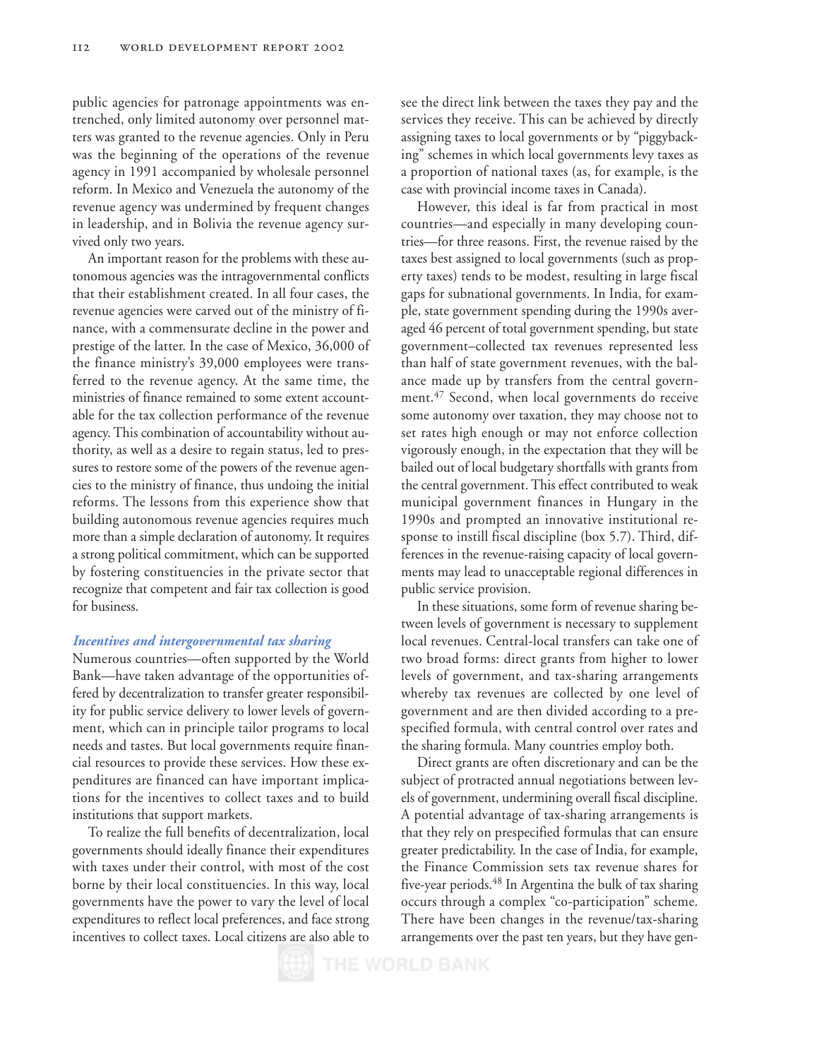public agencies for patronage appointments was entrenched, only limited autonomy over personnel matters was granted to the revenue agencies. Only in Peru was the beginning of the operations of the revenue agency in 1991 accompanied by wholesale personnel reform. In Mexico and Venezuela the autonomy of the revenue agency was undermined by frequent changes in leadership, and in Bolivia the revenue agency survived only two years.

An important reason for the problems with these autonomous agencies was the intragovernmental conflicts that their establishment created. In all four cases, the revenue agencies were carved out of the ministry of finance, with a commensurate decline in the power and prestige of the latter. In the case of Mexico, 36,000 of the finance ministry's 39,000 employees were transferred to the revenue agency. At the same time, the ministries of finance remained to some extent accountable for the tax collection performance of the revenue agency. This combination of accountability without authority, as well as a desire to regain status, led to pressures to restore some of the powers of the revenue agencies to the ministry of finance, thus undoing the initial reforms. The lessons from this experience show that building autonomous revenue agencies requires much more than a simple declaration of autonomy. It requires a strong political commitment, which can be supported by fostering constituencies in the private sector that recognize that competent and fair tax collection is good for business.

### *Incentives and intergovernmental tax sharing*

Numerous countries—often supported by the World Bank—have taken advantage of the opportunities offered by decentralization to transfer greater responsibility for public service delivery to lower levels of government, which can in principle tailor programs to local needs and tastes. But local governments require financial resources to provide these services. How these expenditures are financed can have important implications for the incentives to collect taxes and to build institutions that support markets.

To realize the full benefits of decentralization, local governments should ideally finance their expenditures with taxes under their control, with most of the cost borne by their local constituencies. In this way, local governments have the power to vary the level of local expenditures to reflect local preferences, and face strong incentives to collect taxes. Local citizens are also able to see the direct link between the taxes they pay and the services they receive. This can be achieved by directly assigning taxes to local governments or by "piggybacking" schemes in which local governments levy taxes as a proportion of national taxes (as, for example, is the case with provincial income taxes in Canada).

However, this ideal is far from practical in most countries—and especially in many developing countries—for three reasons. First, the revenue raised by the taxes best assigned to local governments (such as property taxes) tends to be modest, resulting in large fiscal gaps for subnational governments. In India, for example, state government spending during the 1990s averaged 46 percent of total government spending, but state government–collected tax revenues represented less than half of state government revenues, with the balance made up by transfers from the central government.[47] Second, when local governments do receive some autonomy over taxation, they may choose not to set rates high enough or may not enforce collection vigorously enough, in the expectation that they will be bailed out of local budgetary shortfalls with grants from the central government. This effect contributed to weak municipal government finances in Hungary in the 1990s and prompted an innovative institutional response to instill fiscal discipline (box 5.7). Third, differences in the revenue-raising capacity of local governments may lead to unacceptable regional differences in public service provision.

In these situations, some form of revenue sharing between levels of government is necessary to supplement local revenues. Central-local transfers can take one of two broad forms: direct grants from higher to lower levels of government, and tax-sharing arrangements whereby tax revenues are collected by one level of government and are then divided according to a prespecified formula, with central control over rates and the sharing formula. Many countries employ both.

Direct grants are often discretionary and can be the subject of protracted annual negotiations between levels of government, undermining overall fiscal discipline. A potential advantage of tax-sharing arrangements is that they rely on prespecified formulas that can ensure greater predictability. In the case of India, for example, the Finance Commission sets tax revenue shares for five-year periods.[48] In Argentina the bulk of tax sharing occurs through a complex "co-participation" scheme. There have been changes in the revenue/tax-sharing arrangements over the past ten years, but they have gen-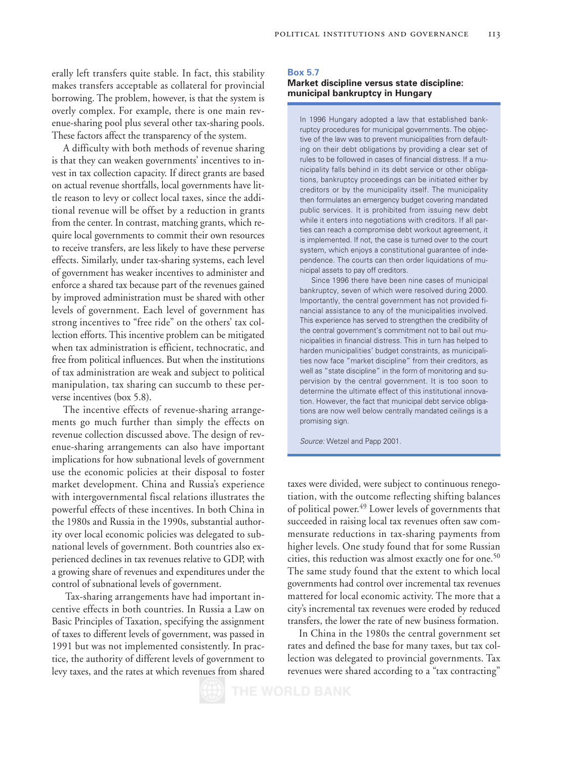erally left transfers quite stable. In fact, this stability makes transfers acceptable as collateral for provincial borrowing. The problem, however, is that the system is overly complex. For example, there is one main revenue-sharing pool plus several other tax-sharing pools. These factors affect the transparency of the system.

A difficulty with both methods of revenue sharing is that they can weaken governments' incentives to invest in tax collection capacity. If direct grants are based on actual revenue shortfalls, local governments have little reason to levy or collect local taxes, since the additional revenue will be offset by a reduction in grants from the center. In contrast, matching grants, which require local governments to commit their own resources to receive transfers, are less likely to have these perverse effects. Similarly, under tax-sharing systems, each level of government has weaker incentives to administer and enforce a shared tax because part of the revenues gained by improved administration must be shared with other levels of government. Each level of government has strong incentives to "free ride" on the others' tax collection efforts. This incentive problem can be mitigated when tax administration is efficient, technocratic, and free from political influences. But when the institutions of tax administration are weak and subject to political manipulation, tax sharing can succumb to these perverse incentives (box 5.8).

The incentive effects of revenue-sharing arrangements go much further than simply the effects on revenue collection discussed above. The design of revenue-sharing arrangements can also have important implications for how subnational levels of government use the economic policies at their disposal to foster market development. China and Russia's experience with intergovernmental fiscal relations illustrates the powerful effects of these incentives. In both China in the 1980s and Russia in the 1990s, substantial authority over local economic policies was delegated to subnational levels of government. Both countries also experienced declines in tax revenues relative to GDP, with a growing share of revenues and expenditures under the control of subnational levels of government.

Tax-sharing arrangements have had important incentive effects in both countries. In Russia a Law on Basic Principles of Taxation, specifying the assignment of taxes to different levels of government, was passed in 1991 but was not implemented consistently. In practice, the authority of different levels of government to levy taxes, and the rates at which revenues from shared taxes were divided, were subject to continuous renegotiation, with the outcome reflecting shifting balances of political power.[49] Lower levels of governments that succeeded in raising local tax revenues often saw commensurate reductions in tax-sharing payments from higher levels. One study found that for some Russian cities, this reduction was almost exactly one for one.[50] The same study found that the extent to which local governments had control over incremental tax revenues mattered for local economic activity. The more that a city's incremental tax revenues were eroded by reduced transfers, the lower the rate of new business formation.

In China in the 1980s the central government set rates and defined the base for many taxes, but tax collection was delegated to provincial governments. Tax revenues were shared according to a "tax contracting"

**Box 5.7**
**Market discipline versus state discipline: municipal bankruptcy in Hungary**

In 1996 Hungary adopted a law that established bankruptcy procedures for municipal governments. The objective of the law was to prevent municipalities from defaulting on their debt obligations by providing a clear set of rules to be followed in cases of financial distress. If a municipality falls behind in its debt service or other obligations, bankruptcy proceedings can be initiated either by creditors or by the municipality itself. The municipality then formulates an emergency budget covering mandated public services. It is prohibited from issuing new debt while it enters into negotiations with creditors. If all parties can reach a compromise debt workout agreement, it is implemented. If not, the case is turned over to the court system, which enjoys a constitutional guarantee of independence. The courts can then order liquidations of municipal assets to pay off creditors.

Since 1996 there have been nine cases of municipal bankruptcy, seven of which were resolved during 2000. Importantly, the central government has not provided financial assistance to any of the municipalities involved. This experience has served to strengthen the credibility of the central government's commitment not to bail out municipalities in financial distress. This in turn has helped to harden municipalities' budget constraints, as municipalities now face "market discipline" from their creditors, as well as "state discipline" in the form of monitoring and supervision by the central government. It is too soon to determine the ultimate effect of this institutional innovation. However, the fact that municipal debt service obligations are now well below centrally mandated ceilings is a promising sign.

*Source:* Wetzel and Papp 2001.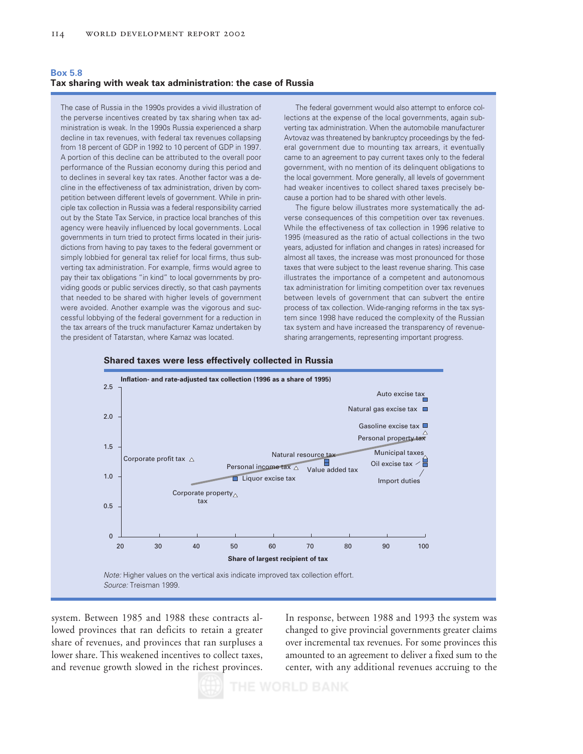**Box 5.8**

**Tax sharing with weak tax administration: the case of Russia**

The case of Russia in the 1990s provides a vivid illustration of the perverse incentives created by tax sharing when tax administration is weak. In the 1990s Russia experienced a sharp decline in tax revenues, with federal tax revenues collapsing from 18 percent of GDP in 1992 to 10 percent of GDP in 1997. A portion of this decline can be attributed to the overall poor performance of the Russian economy during this period and to declines in several key tax rates. Another factor was a decline in the effectiveness of tax administration, driven by competition between different levels of government. While in principle tax collection in Russia was a federal responsibility carried out by the State Tax Service, in practice local branches of this agency were heavily influenced by local governments. Local governments in turn tried to protect firms located in their jurisdictions from having to pay taxes to the federal government or simply lobbied for general tax relief for local firms, thus subverting tax administration. For example, firms would agree to pay their tax obligations "in kind" to local governments by providing goods or public services directly, so that cash payments that needed to be shared with higher levels of government were avoided. Another example was the vigorous and successful lobbying of the federal government for a reduction in the tax arrears of the truck manufacturer Kamaz undertaken by the president of Tatarstan, where Kamaz was located.

The federal government would also attempt to enforce collections at the expense of the local governments, again subverting tax administration. When the automobile manufacturer Avtovaz was threatened by bankruptcy proceedings by the federal government due to mounting tax arrears, it eventually came to an agreement to pay current taxes only to the federal government, with no mention of its delinquent obligations to the local government. More generally, all levels of government had weaker incentives to collect shared taxes precisely because a portion had to be shared with other levels.

The figure below illustrates more systematically the adverse consequences of this competition over tax revenues. While the effectiveness of tax collection in 1996 relative to 1995 (measured as the ratio of actual collections in the two years, adjusted for inflation and changes in rates) increased for almost all taxes, the increase was most pronounced for those taxes that were subject to the least revenue sharing. This case illustrates the importance of a competent and autonomous tax administration for limiting competition over tax revenues between levels of government that can subvert the entire process of tax collection. Wide-ranging reforms in the tax system since 1998 have reduced the complexity of the Russian tax system and have increased the transparency of revenue-sharing arrangements, representing important progress.

**Shared taxes were less effectively collected in Russia**

Inflation- and rate-adjusted tax collection (1996 as a share of 1995)

2.5
2.0
1.5
1.0
0.5
0

20 30 40 50 60 70 80 90 100

Share of largest recipient of tax

Auto excise tax
Natural gas excise tax
Gasoline excise tax
Personal property tax
Municipal taxes
Oil excise tax
Import duties
Natural resource tax
Value added tax
Personal income tax
Liquor excise tax
Corporate profit tax
Corporate property tax

*Note:* Higher values on the vertical axis indicate improved tax collection effort.
*Source:* Treisman 1999.

system. Between 1985 and 1988 these contracts allowed provinces that ran deficits to retain a greater share of revenues, and provinces that ran surpluses a lower share. This weakened incentives to collect taxes, and revenue growth slowed in the richest provinces. In response, between 1988 and 1993 the system was changed to give provincial governments greater claims over incremental tax revenues. For some provinces this amounted to an agreement to deliver a fixed sum to the center, with any additional revenues accruing to the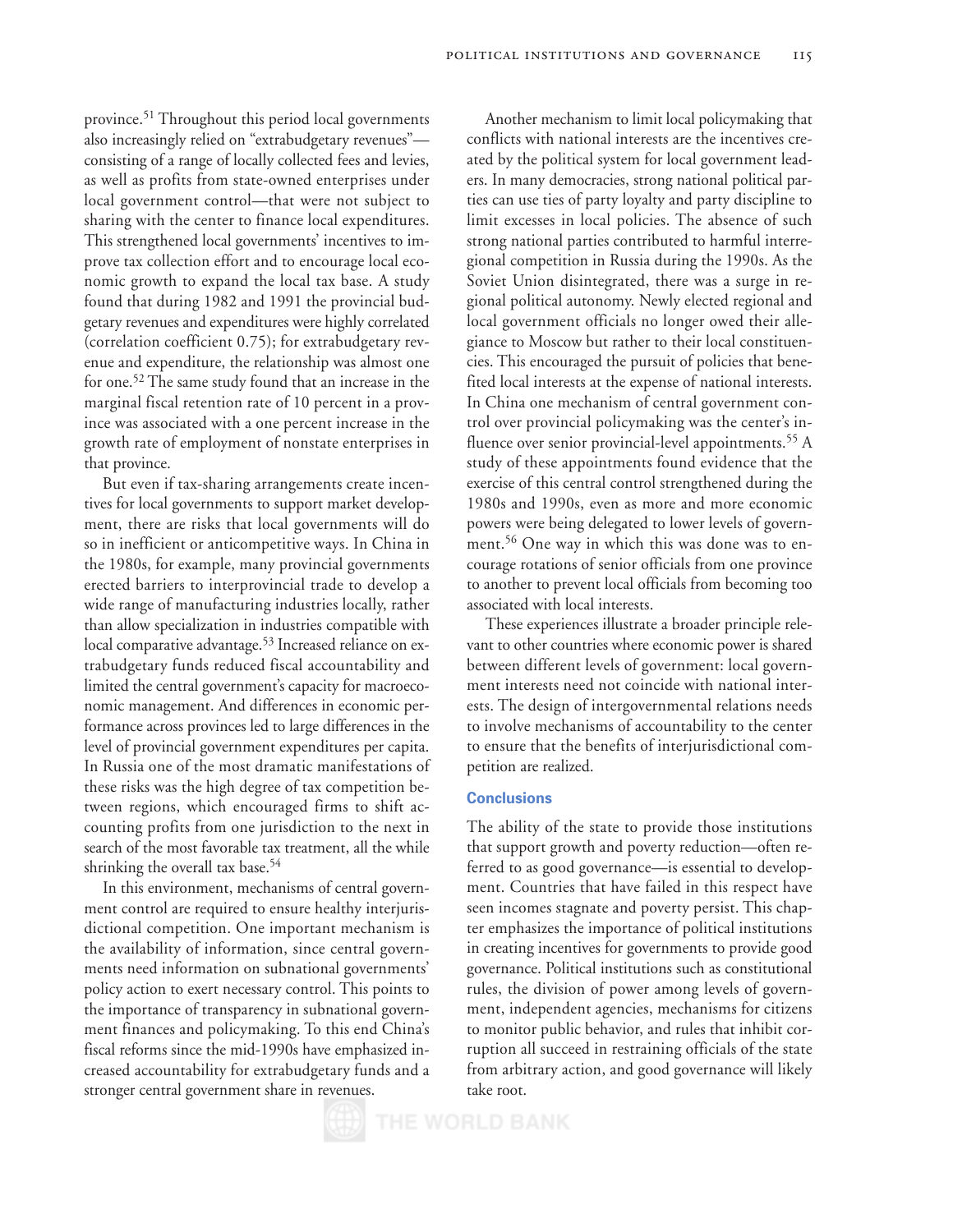province.[51] Throughout this period local governments also increasingly relied on "extrabudgetary revenues"—consisting of a range of locally collected fees and levies, as well as profits from state-owned enterprises under local government control—that were not subject to sharing with the center to finance local expenditures. This strengthened local governments' incentives to improve tax collection effort and to encourage local economic growth to expand the local tax base. A study found that during 1982 and 1991 the provincial budgetary revenues and expenditures were highly correlated (correlation coefficient 0.75); for extrabudgetary revenue and expenditure, the relationship was almost one for one.[52] The same study found that an increase in the marginal fiscal retention rate of 10 percent in a province was associated with a one percent increase in the growth rate of employment of nonstate enterprises in that province.

But even if tax-sharing arrangements create incentives for local governments to support market development, there are risks that local governments will do so in inefficient or anticompetitive ways. In China in the 1980s, for example, many provincial governments erected barriers to interprovincial trade to develop a wide range of manufacturing industries locally, rather than allow specialization in industries compatible with local comparative advantage.[53] Increased reliance on extrabudgetary funds reduced fiscal accountability and limited the central government's capacity for macroeconomic management. And differences in economic performance across provinces led to large differences in the level of provincial government expenditures per capita. In Russia one of the most dramatic manifestations of these risks was the high degree of tax competition between regions, which encouraged firms to shift accounting profits from one jurisdiction to the next in search of the most favorable tax treatment, all the while shrinking the overall tax base.[54]

In this environment, mechanisms of central government control are required to ensure healthy interjurisdictional competition. One important mechanism is the availability of information, since central governments need information on subnational governments' policy action to exert necessary control. This points to the importance of transparency in subnational government finances and policymaking. To this end China's fiscal reforms since the mid-1990s have emphasized increased accountability for extrabudgetary funds and a stronger central government share in revenues.

Another mechanism to limit local policymaking that conflicts with national interests are the incentives created by the political system for local government leaders. In many democracies, strong national political parties can use ties of party loyalty and party discipline to limit excesses in local policies. The absence of such strong national parties contributed to harmful interregional competition in Russia during the 1990s. As the Soviet Union disintegrated, there was a surge in regional political autonomy. Newly elected regional and local government officials no longer owed their allegiance to Moscow but rather to their local constituencies. This encouraged the pursuit of policies that benefited local interests at the expense of national interests. In China one mechanism of central government control over provincial policymaking was the center's influence over senior provincial-level appointments.[55] A study of these appointments found evidence that the exercise of this central control strengthened during the 1980s and 1990s, even as more and more economic powers were being delegated to lower levels of government.[56] One way in which this was done was to encourage rotations of senior officials from one province to another to prevent local officials from becoming too associated with local interests.

These experiences illustrate a broader principle relevant to other countries where economic power is shared between different levels of government: local government interests need not coincide with national interests. The design of intergovernmental relations needs to involve mechanisms of accountability to the center to ensure that the benefits of interjurisdictional competition are realized.

## Conclusions

The ability of the state to provide those institutions that support growth and poverty reduction—often referred to as good governance—is essential to development. Countries that have failed in this respect have seen incomes stagnate and poverty persist. This chapter emphasizes the importance of political institutions in creating incentives for governments to provide good governance. Political institutions such as constitutional rules, the division of power among levels of government, independent agencies, mechanisms for citizens to monitor public behavior, and rules that inhibit corruption all succeed in restraining officials of the state from arbitrary action, and good governance will likely take root.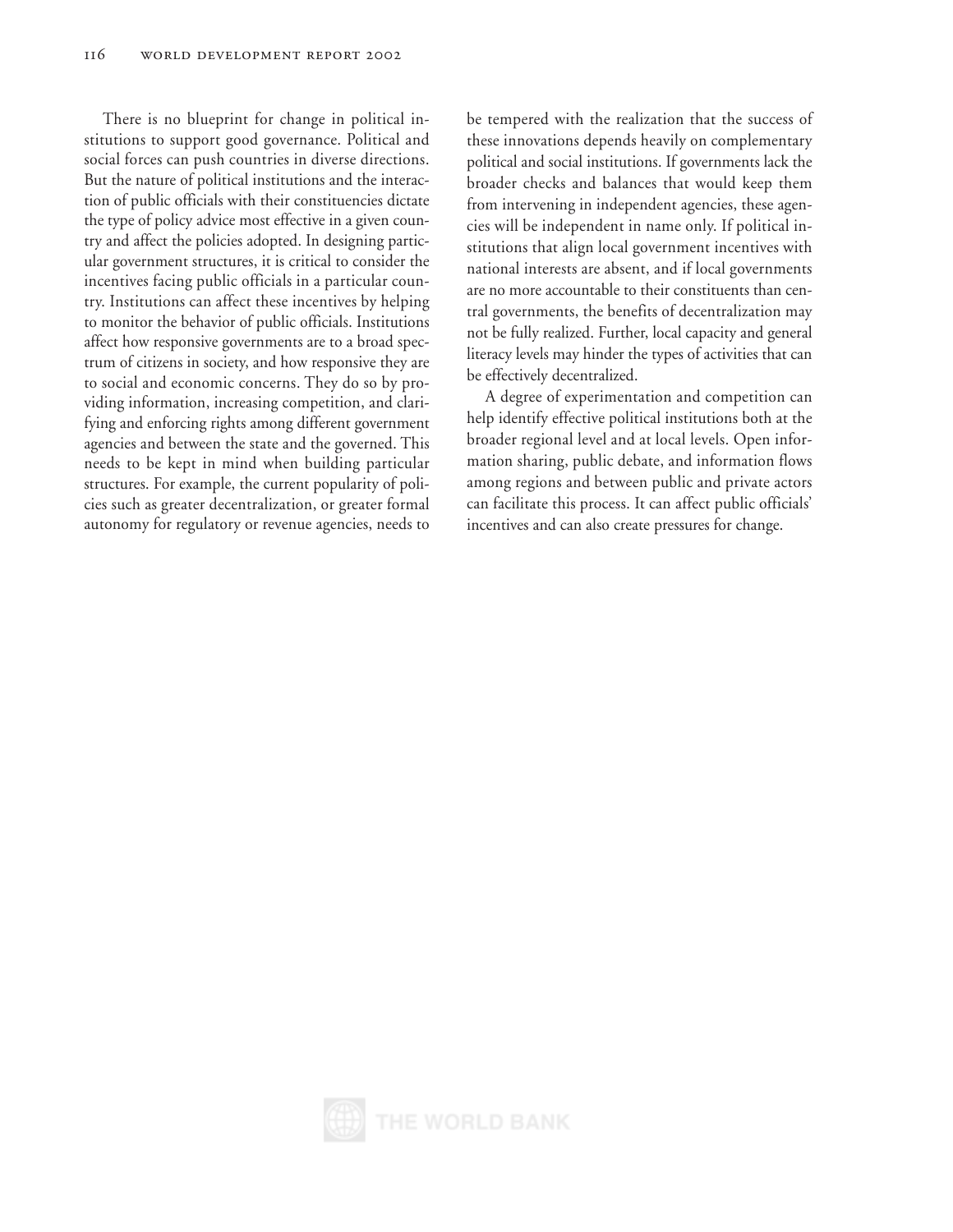There is no blueprint for change in political institutions to support good governance. Political and social forces can push countries in diverse directions. But the nature of political institutions and the interaction of public officials with their constituencies dictate the type of policy advice most effective in a given country and affect the policies adopted. In designing particular government structures, it is critical to consider the incentives facing public officials in a particular country. Institutions can affect these incentives by helping to monitor the behavior of public officials. Institutions affect how responsive governments are to a broad spectrum of citizens in society, and how responsive they are to social and economic concerns. They do so by providing information, increasing competition, and clarifying and enforcing rights among different government agencies and between the state and the governed. This needs to be kept in mind when building particular structures. For example, the current popularity of policies such as greater decentralization, or greater formal autonomy for regulatory or revenue agencies, needs to be tempered with the realization that the success of these innovations depends heavily on complementary political and social institutions. If governments lack the broader checks and balances that would keep them from intervening in independent agencies, these agencies will be independent in name only. If political institutions that align local government incentives with national interests are absent, and if local governments are no more accountable to their constituents than central governments, the benefits of decentralization may not be fully realized. Further, local capacity and general literacy levels may hinder the types of activities that can be effectively decentralized.

A degree of experimentation and competition can help identify effective political institutions both at the broader regional level and at local levels. Open information sharing, public debate, and information flows among regions and between public and private actors can facilitate this process. It can affect public officials' incentives and can also create pressures for change.